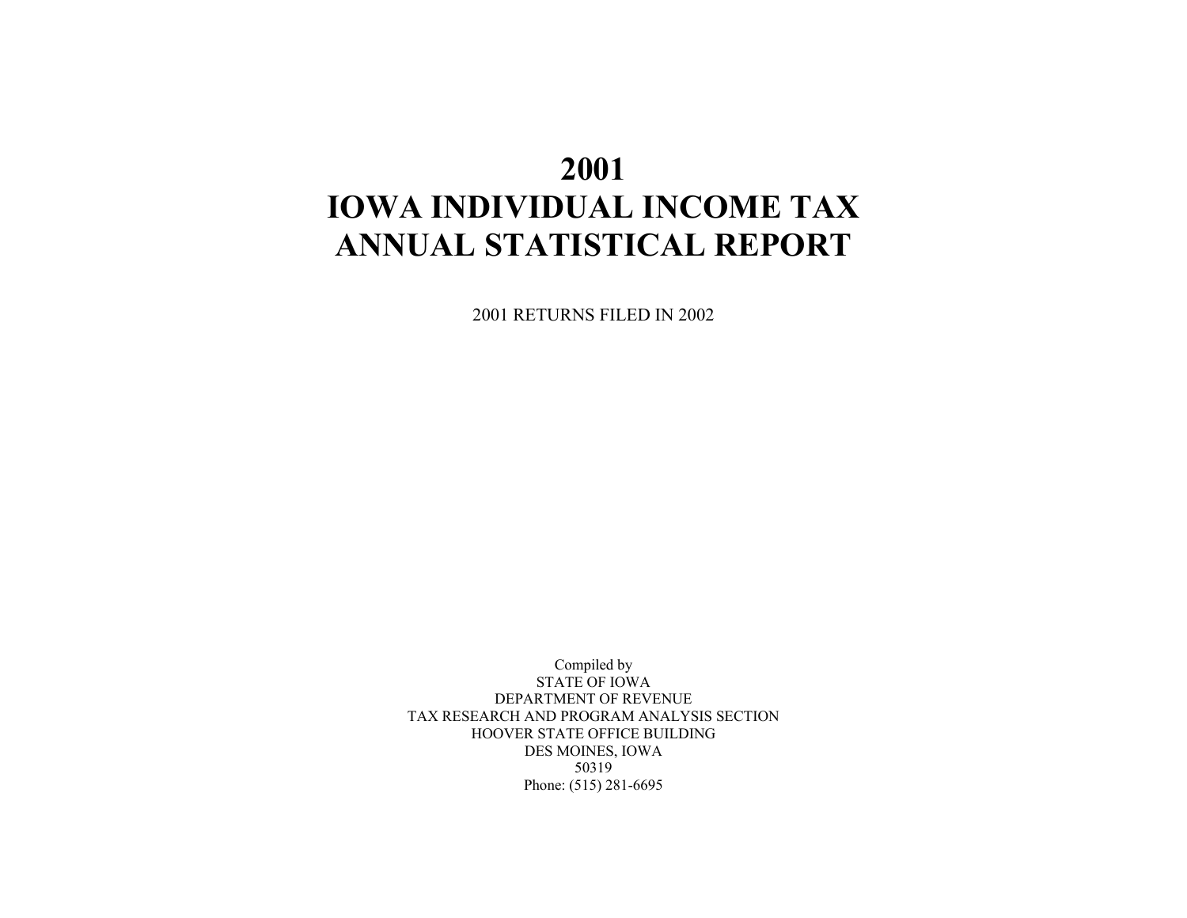# 2001
# IOWA INDIVIDUAL INCOME TAX
# ANNUAL STATISTICAL REPORT

2001 RETURNS FILED IN 2002

Compiled by
STATE OF IOWA
DEPARTMENT OF REVENUE
TAX RESEARCH AND PROGRAM ANALYSIS SECTION
HOOVER STATE OFFICE BUILDING
DES MOINES, IOWA
50319
Phone: (515) 281-6695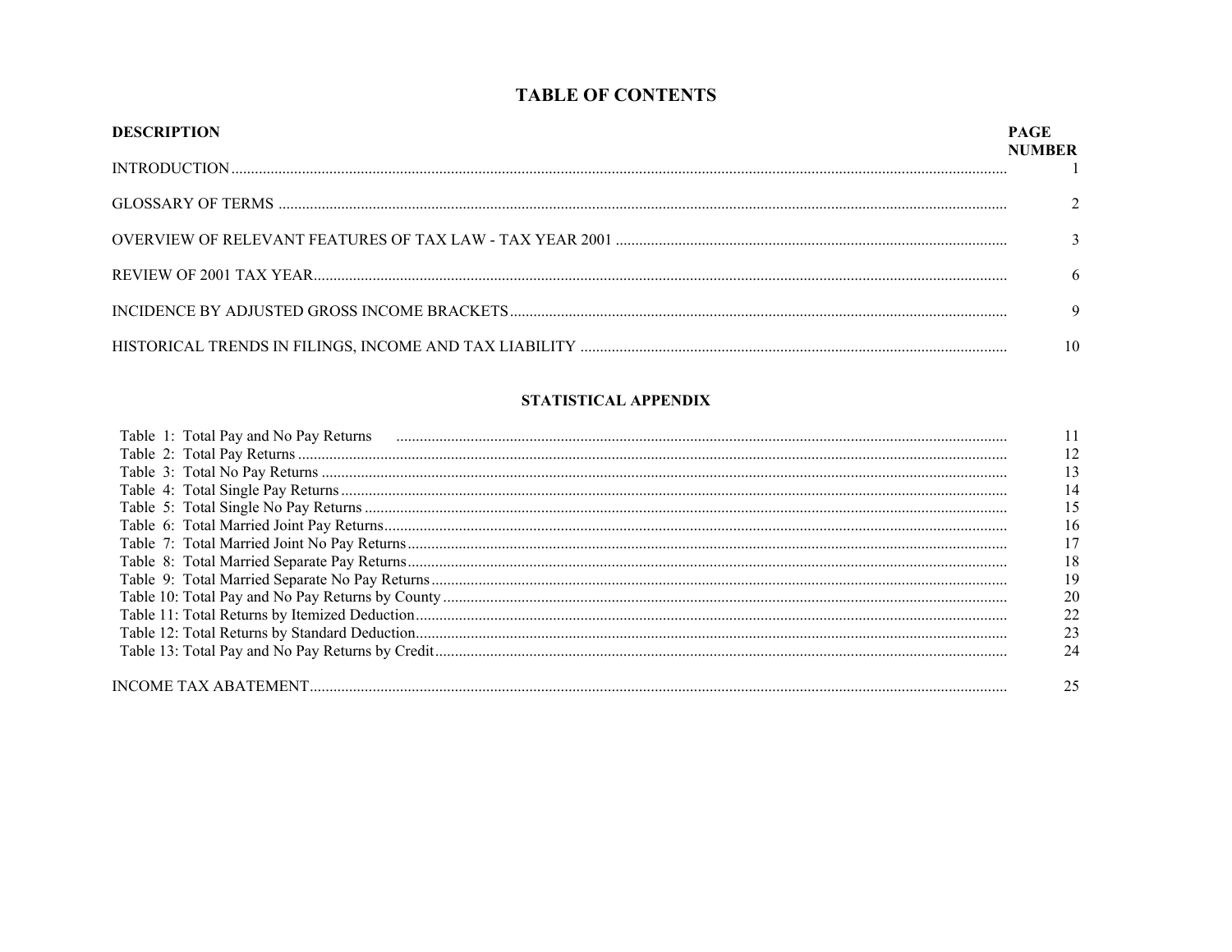# TABLE OF CONTENTS

| DESCRIPTION | PAGE NUMBER |
|---|---|
| INTRODUCTION | 1 |
| GLOSSARY OF TERMS | 2 |
| OVERVIEW OF RELEVANT FEATURES OF TAX LAW - TAX YEAR 2001 | 3 |
| REVIEW OF 2001 TAX YEAR | 6 |
| INCIDENCE BY ADJUSTED GROSS INCOME BRACKETS | 9 |
| HISTORICAL TRENDS IN FILINGS, INCOME AND TAX LIABILITY | 10 |

## STATISTICAL APPENDIX

| DESCRIPTION | PAGE NUMBER |
|---|---|
| Table 1: Total Pay and No Pay Returns | 11 |
| Table 2: Total Pay Returns | 12 |
| Table 3: Total No Pay Returns | 13 |
| Table 4: Total Single Pay Returns | 14 |
| Table 5: Total Single No Pay Returns | 15 |
| Table 6: Total Married Joint Pay Returns | 16 |
| Table 7: Total Married Joint No Pay Returns | 17 |
| Table 8: Total Married Separate Pay Returns | 18 |
| Table 9: Total Married Separate No Pay Returns | 19 |
| Table 10: Total Pay and No Pay Returns by County | 20 |
| Table 11: Total Returns by Itemized Deduction | 22 |
| Table 12: Total Returns by Standard Deduction | 23 |
| Table 13: Total Pay and No Pay Returns by Credit | 24 |
| INCOME TAX ABATEMENT | 25 |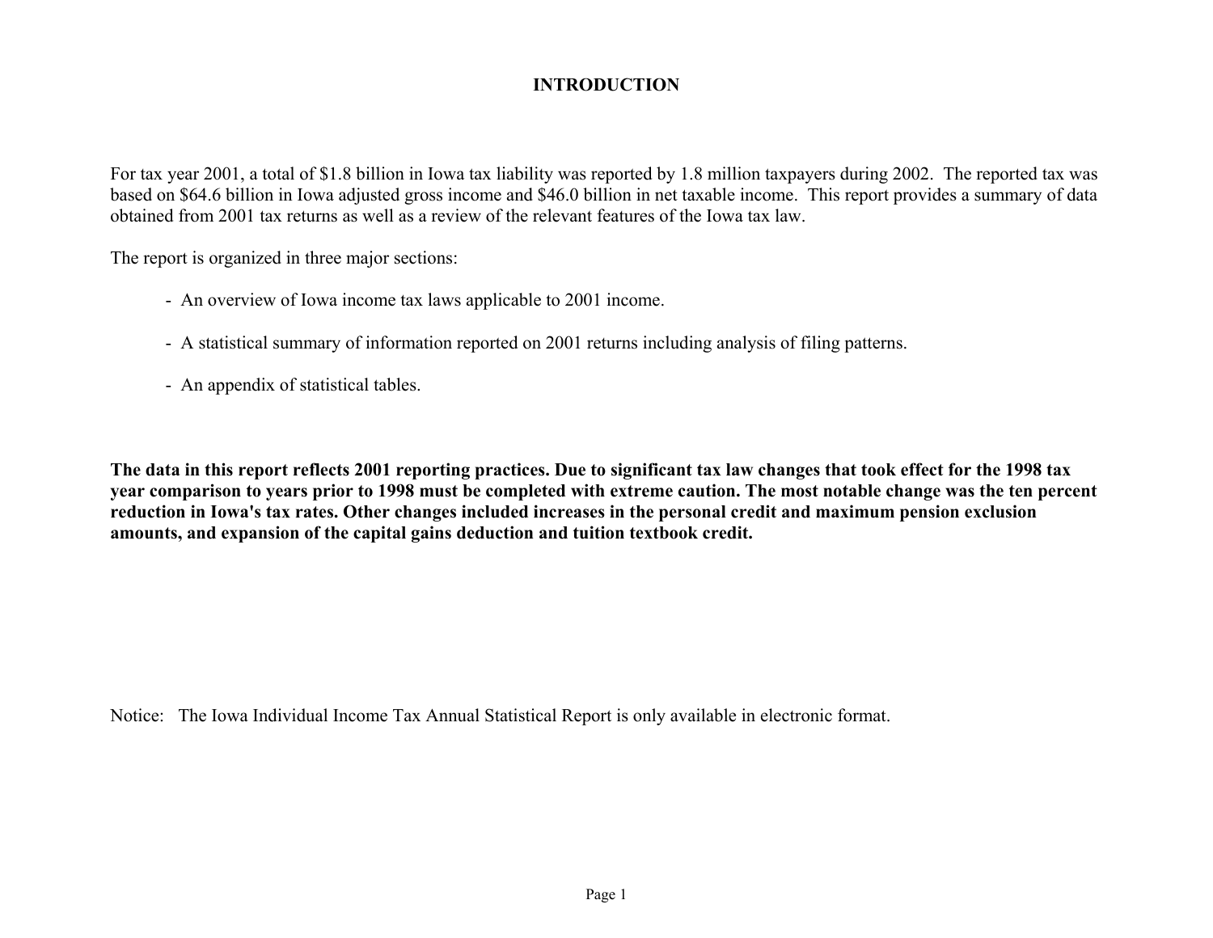# INTRODUCTION

For tax year 2001, a total of $1.8 billion in Iowa tax liability was reported by 1.8 million taxpayers during 2002. The reported tax was based on $64.6 billion in Iowa adjusted gross income and $46.0 billion in net taxable income. This report provides a summary of data obtained from 2001 tax returns as well as a review of the relevant features of the Iowa tax law.

The report is organized in three major sections:

- An overview of Iowa income tax laws applicable to 2001 income.

- A statistical summary of information reported on 2001 returns including analysis of filing patterns.

- An appendix of statistical tables.

**The data in this report reflects 2001 reporting practices. Due to significant tax law changes that took effect for the 1998 tax year comparison to years prior to 1998 must be completed with extreme caution. The most notable change was the ten percent reduction in Iowa's tax rates. Other changes included increases in the personal credit and maximum pension exclusion amounts, and expansion of the capital gains deduction and tuition textbook credit.**

Notice: The Iowa Individual Income Tax Annual Statistical Report is only available in electronic format.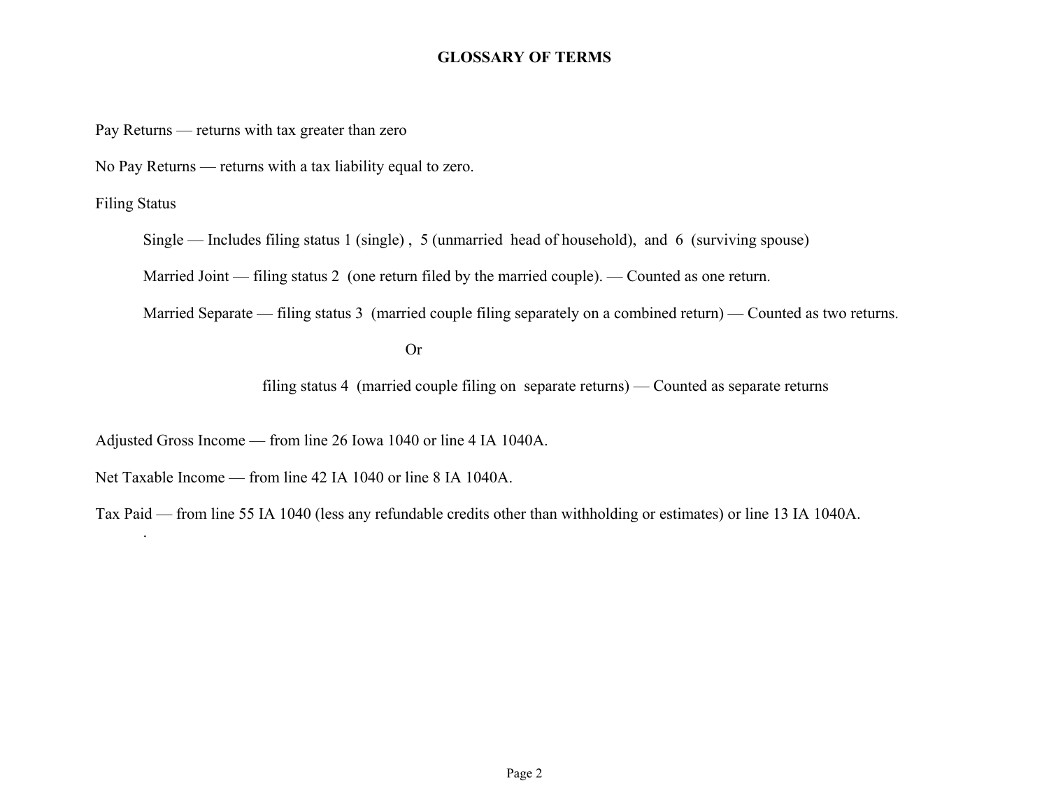# GLOSSARY OF TERMS

Pay Returns — returns with tax greater than zero

No Pay Returns — returns with a tax liability equal to zero.

Filing Status

Single — Includes filing status 1 (single) , 5 (unmarried head of household), and 6 (surviving spouse)

Married Joint — filing status 2 (one return filed by the married couple). — Counted as one return.

Married Separate — filing status 3 (married couple filing separately on a combined return) — Counted as two returns.

Or

filing status 4 (married couple filing on separate returns) — Counted as separate returns

Adjusted Gross Income — from line 26 Iowa 1040 or line 4 IA 1040A.

Net Taxable Income — from line 42 IA 1040 or line 8 IA 1040A.

Tax Paid — from line 55 IA 1040 (less any refundable credits other than withholding or estimates) or line 13 IA 1040A.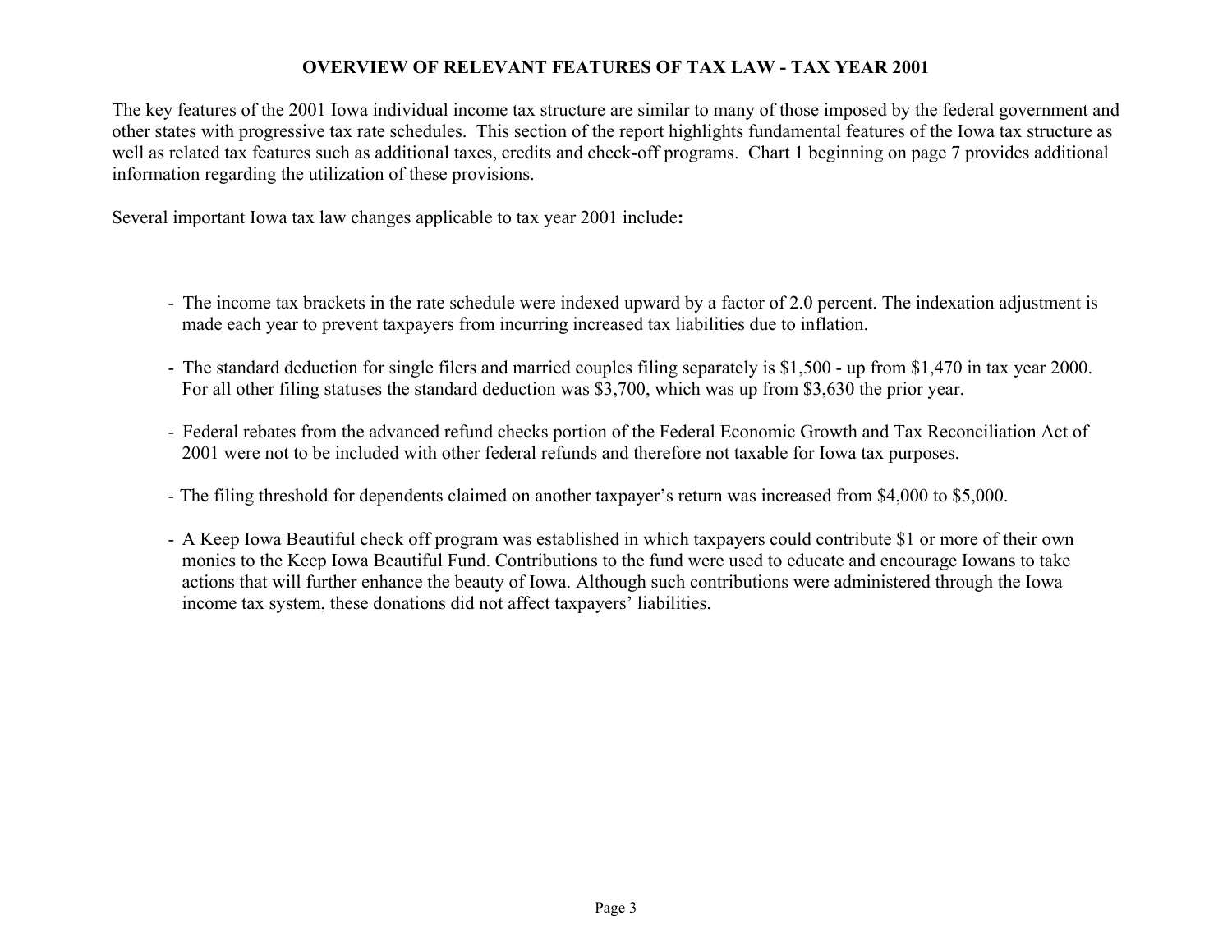# OVERVIEW OF RELEVANT FEATURES OF TAX LAW - TAX YEAR 2001

The key features of the 2001 Iowa individual income tax structure are similar to many of those imposed by the federal government and other states with progressive tax rate schedules. This section of the report highlights fundamental features of the Iowa tax structure as well as related tax features such as additional taxes, credits and check-off programs. Chart 1 beginning on page 7 provides additional information regarding the utilization of these provisions.

Several important Iowa tax law changes applicable to tax year 2001 include**:**

- The income tax brackets in the rate schedule were indexed upward by a factor of 2.0 percent. The indexation adjustment is made each year to prevent taxpayers from incurring increased tax liabilities due to inflation.

- The standard deduction for single filers and married couples filing separately is $1,500 - up from $1,470 in tax year 2000. For all other filing statuses the standard deduction was $3,700, which was up from $3,630 the prior year.

- Federal rebates from the advanced refund checks portion of the Federal Economic Growth and Tax Reconciliation Act of 2001 were not to be included with other federal refunds and therefore not taxable for Iowa tax purposes.

- The filing threshold for dependents claimed on another taxpayer's return was increased from $4,000 to $5,000.

- A Keep Iowa Beautiful check off program was established in which taxpayers could contribute $1 or more of their own monies to the Keep Iowa Beautiful Fund. Contributions to the fund were used to educate and encourage Iowans to take actions that will further enhance the beauty of Iowa. Although such contributions were administered through the Iowa income tax system, these donations did not affect taxpayers' liabilities.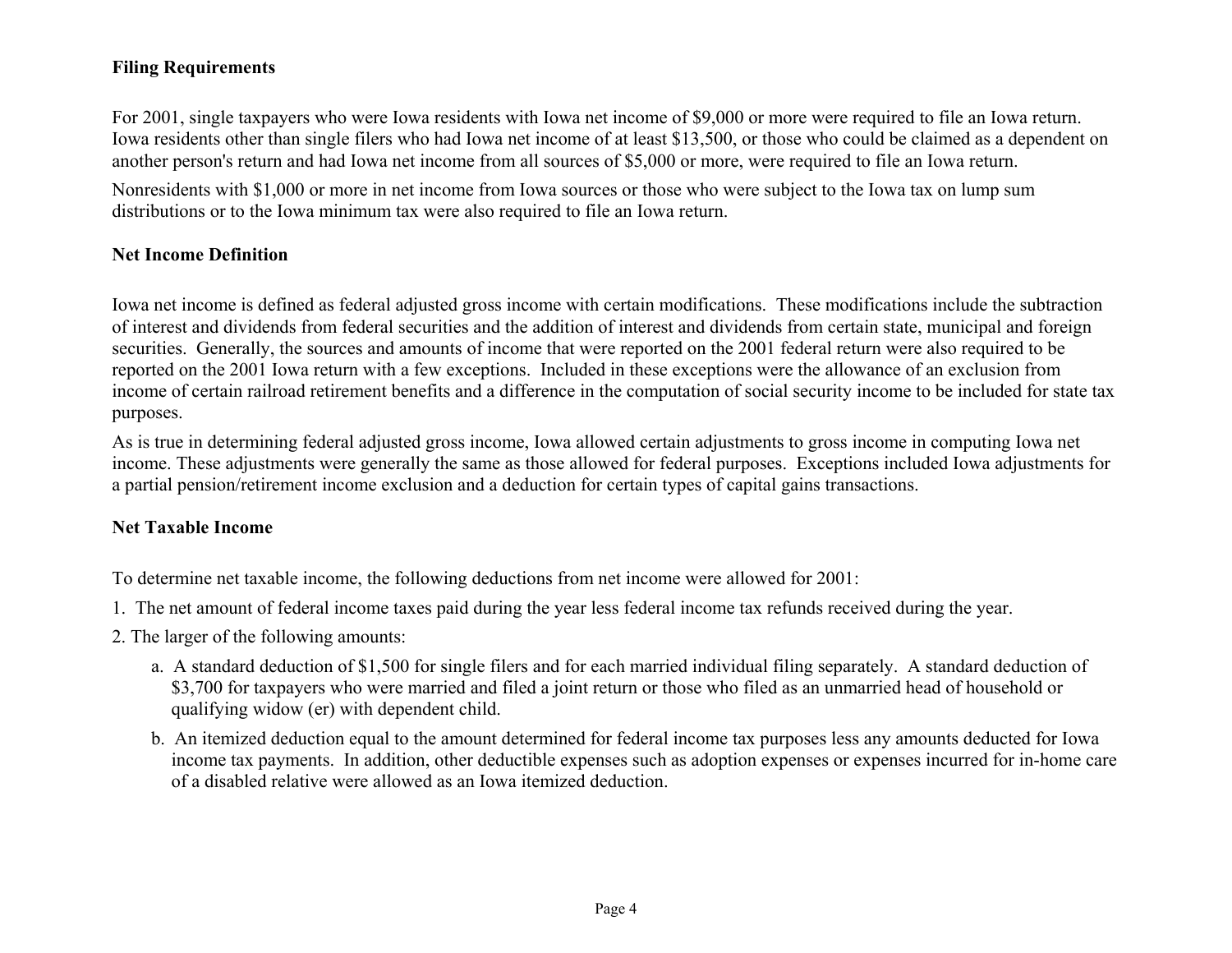## Filing Requirements

For 2001, single taxpayers who were Iowa residents with Iowa net income of $9,000 or more were required to file an Iowa return. Iowa residents other than single filers who had Iowa net income of at least $13,500, or those who could be claimed as a dependent on another person's return and had Iowa net income from all sources of $5,000 or more, were required to file an Iowa return.

Nonresidents with $1,000 or more in net income from Iowa sources or those who were subject to the Iowa tax on lump sum distributions or to the Iowa minimum tax were also required to file an Iowa return.

## Net Income Definition

Iowa net income is defined as federal adjusted gross income with certain modifications. These modifications include the subtraction of interest and dividends from federal securities and the addition of interest and dividends from certain state, municipal and foreign securities. Generally, the sources and amounts of income that were reported on the 2001 federal return were also required to be reported on the 2001 Iowa return with a few exceptions. Included in these exceptions were the allowance of an exclusion from income of certain railroad retirement benefits and a difference in the computation of social security income to be included for state tax purposes.

As is true in determining federal adjusted gross income, Iowa allowed certain adjustments to gross income in computing Iowa net income. These adjustments were generally the same as those allowed for federal purposes. Exceptions included Iowa adjustments for a partial pension/retirement income exclusion and a deduction for certain types of capital gains transactions.

## Net Taxable Income

To determine net taxable income, the following deductions from net income were allowed for 2001:

1. The net amount of federal income taxes paid during the year less federal income tax refunds received during the year.
2. The larger of the following amounts:
   a. A standard deduction of $1,500 for single filers and for each married individual filing separately. A standard deduction of $3,700 for taxpayers who were married and filed a joint return or those who filed as an unmarried head of household or qualifying widow (er) with dependent child.

   b. An itemized deduction equal to the amount determined for federal income tax purposes less any amounts deducted for Iowa income tax payments. In addition, other deductible expenses such as adoption expenses or expenses incurred for in-home care of a disabled relative were allowed as an Iowa itemized deduction.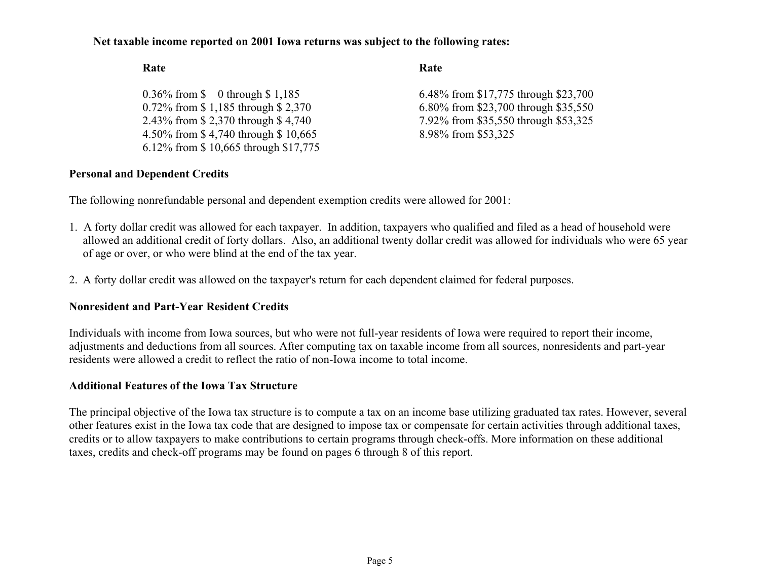**Net taxable income reported on 2001 Iowa returns was subject to the following rates:**

| Rate | Rate |
|---|---|
| 0.36% from $ 0 through $ 1,185 | 6.48% from $17,775 through $23,700 |
| 0.72% from $ 1,185 through $ 2,370 | 6.80% from $23,700 through $35,550 |
| 2.43% from $ 2,370 through $ 4,740 | 7.92% from $35,550 through $53,325 |
| 4.50% from $ 4,740 through $ 10,665 | 8.98% from $53,325 |
| 6.12% from $ 10,665 through $17,775 | |

## Personal and Dependent Credits

The following nonrefundable personal and dependent exemption credits were allowed for 2001:

1. A forty dollar credit was allowed for each taxpayer. In addition, taxpayers who qualified and filed as a head of household were allowed an additional credit of forty dollars. Also, an additional twenty dollar credit was allowed for individuals who were 65 year of age or over, or who were blind at the end of the tax year.

2. A forty dollar credit was allowed on the taxpayer's return for each dependent claimed for federal purposes.

## Nonresident and Part-Year Resident Credits

Individuals with income from Iowa sources, but who were not full-year residents of Iowa were required to report their income, adjustments and deductions from all sources. After computing tax on taxable income from all sources, nonresidents and part-year residents were allowed a credit to reflect the ratio of non-Iowa income to total income.

## Additional Features of the Iowa Tax Structure

The principal objective of the Iowa tax structure is to compute a tax on an income base utilizing graduated tax rates. However, several other features exist in the Iowa tax code that are designed to impose tax or compensate for certain activities through additional taxes, credits or to allow taxpayers to make contributions to certain programs through check-offs. More information on these additional taxes, credits and check-off programs may be found on pages 6 through 8 of this report.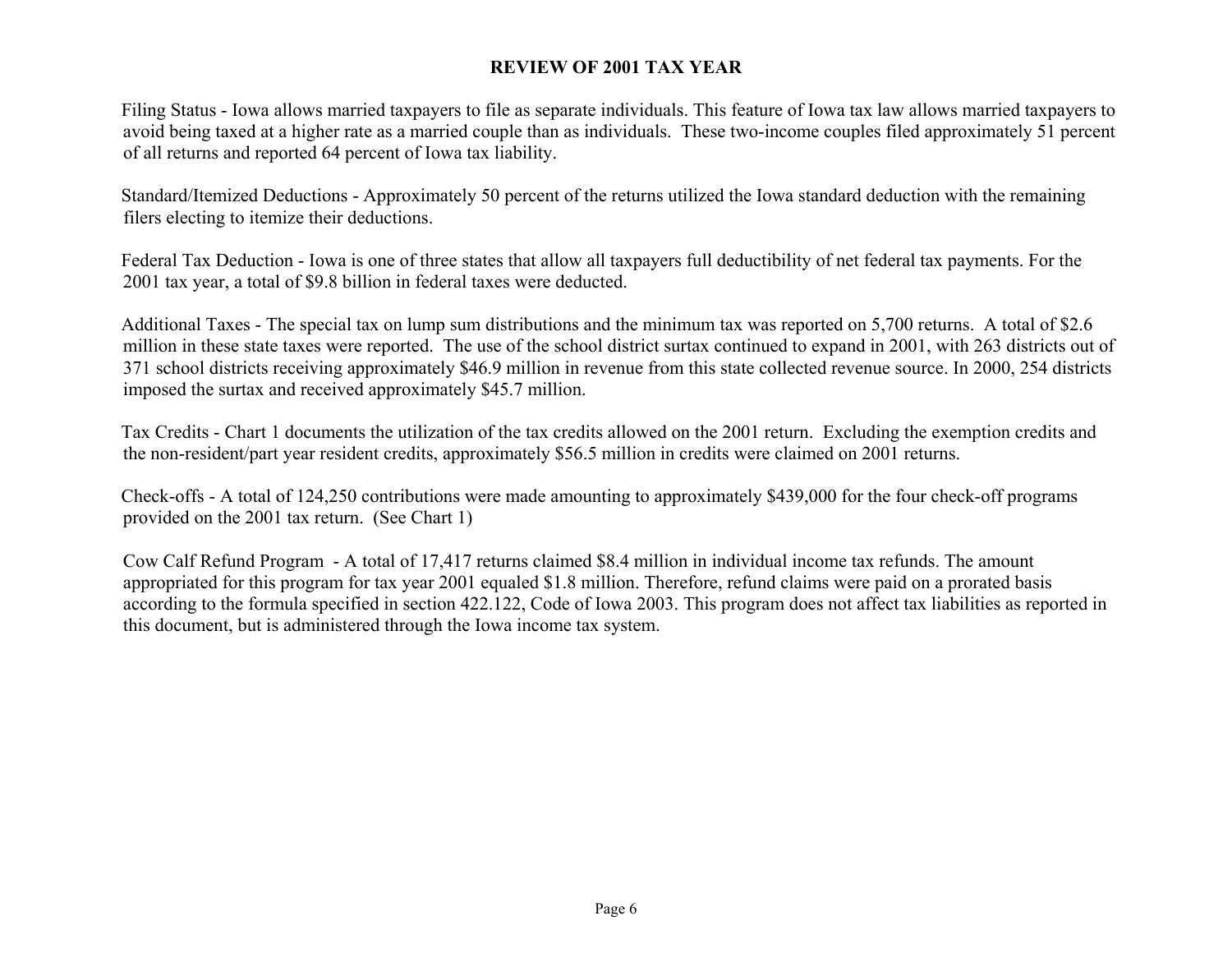## REVIEW OF 2001 TAX YEAR

Filing Status - Iowa allows married taxpayers to file as separate individuals. This feature of Iowa tax law allows married taxpayers to avoid being taxed at a higher rate as a married couple than as individuals. These two-income couples filed approximately 51 percent of all returns and reported 64 percent of Iowa tax liability.

Standard/Itemized Deductions - Approximately 50 percent of the returns utilized the Iowa standard deduction with the remaining filers electing to itemize their deductions.

Federal Tax Deduction - Iowa is one of three states that allow all taxpayers full deductibility of net federal tax payments. For the 2001 tax year, a total of $9.8 billion in federal taxes were deducted.

Additional Taxes - The special tax on lump sum distributions and the minimum tax was reported on 5,700 returns. A total of $2.6 million in these state taxes were reported. The use of the school district surtax continued to expand in 2001, with 263 districts out of 371 school districts receiving approximately $46.9 million in revenue from this state collected revenue source. In 2000, 254 districts imposed the surtax and received approximately $45.7 million.

Tax Credits - Chart 1 documents the utilization of the tax credits allowed on the 2001 return. Excluding the exemption credits and the non-resident/part year resident credits, approximately $56.5 million in credits were claimed on 2001 returns.

Check-offs - A total of 124,250 contributions were made amounting to approximately $439,000 for the four check-off programs provided on the 2001 tax return. (See Chart 1)

Cow Calf Refund Program - A total of 17,417 returns claimed $8.4 million in individual income tax refunds. The amount appropriated for this program for tax year 2001 equaled $1.8 million. Therefore, refund claims were paid on a prorated basis according to the formula specified in section 422.122, Code of Iowa 2003. This program does not affect tax liabilities as reported in this document, but is administered through the Iowa income tax system.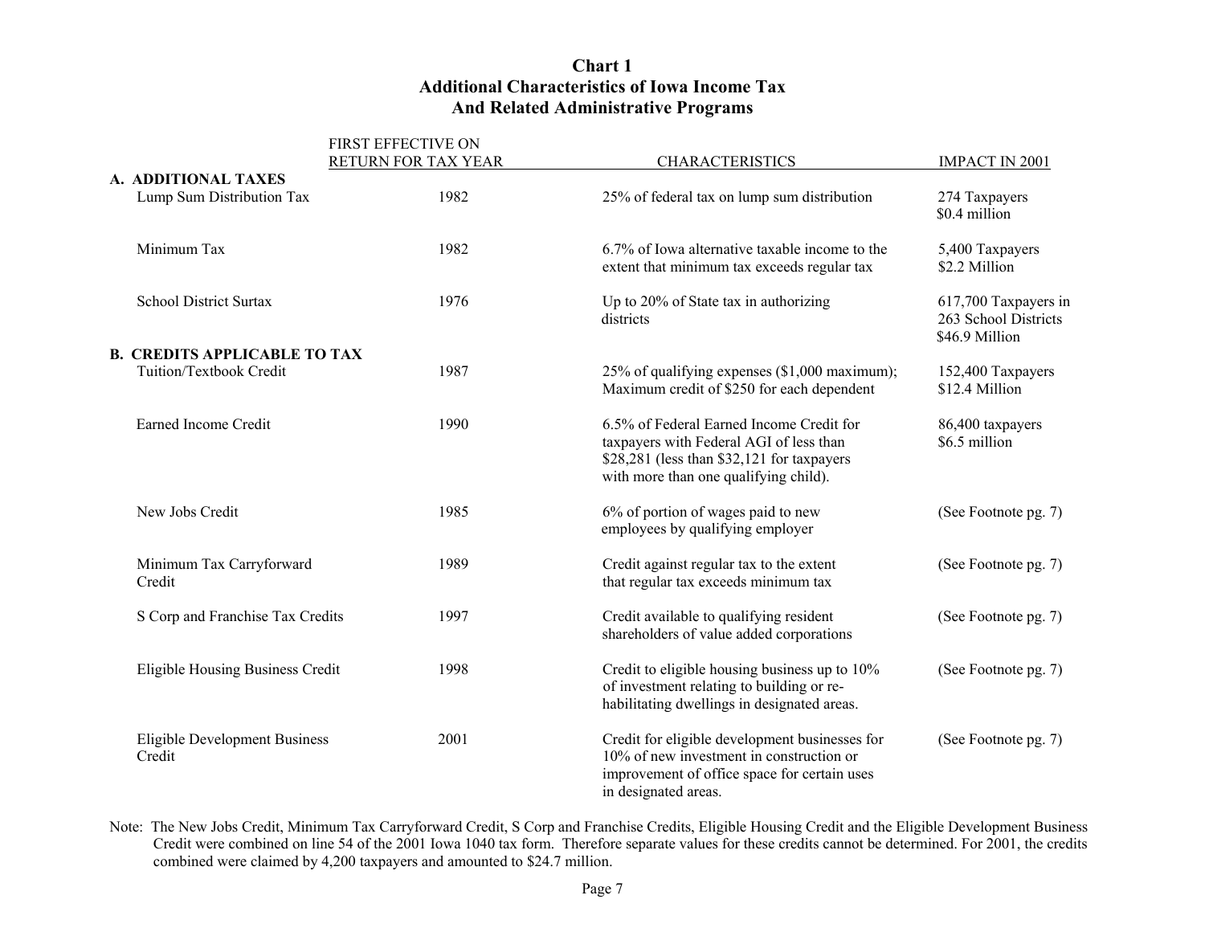# Chart 1
## Additional Characteristics of Iowa Income Tax And Related Administrative Programs

| | FIRST EFFECTIVE ON RETURN FOR TAX YEAR | CHARACTERISTICS | IMPACT IN 2001 |
|---|---|---|---|
| **A. ADDITIONAL TAXES** | | | |
| Lump Sum Distribution Tax | 1982 | 25% of federal tax on lump sum distribution | 274 Taxpayers $0.4 million |
| Minimum Tax | 1982 | 6.7% of Iowa alternative taxable income to the extent that minimum tax exceeds regular tax | 5,400 Taxpayers $2.2 Million |
| School District Surtax | 1976 | Up to 20% of State tax in authorizing districts | 617,700 Taxpayers in 263 School Districts $46.9 Million |
| **B. CREDITS APPLICABLE TO TAX** | | | |
| Tuition/Textbook Credit | 1987 | 25% of qualifying expenses ($1,000 maximum); Maximum credit of $250 for each dependent | 152,400 Taxpayers $12.4 Million |
| Earned Income Credit | 1990 | 6.5% of Federal Earned Income Credit for taxpayers with Federal AGI of less than $28,281 (less than $32,121 for taxpayers with more than one qualifying child). | 86,400 taxpayers $6.5 million |
| New Jobs Credit | 1985 | 6% of portion of wages paid to new employees by qualifying employer | (See Footnote pg. 7) |
| Minimum Tax Carryforward Credit | 1989 | Credit against regular tax to the extent that regular tax exceeds minimum tax | (See Footnote pg. 7) |
| S Corp and Franchise Tax Credits | 1997 | Credit available to qualifying resident shareholders of value added corporations | (See Footnote pg. 7) |
| Eligible Housing Business Credit | 1998 | Credit to eligible housing business up to 10% of investment relating to building or re-habilitating dwellings in designated areas. | (See Footnote pg. 7) |
| Eligible Development Business Credit | 2001 | Credit for eligible development businesses for 10% of new investment in construction or improvement of office space for certain uses in designated areas. | (See Footnote pg. 7) |

Note: The New Jobs Credit, Minimum Tax Carryforward Credit, S Corp and Franchise Credits, Eligible Housing Credit and the Eligible Development Business Credit were combined on line 54 of the 2001 Iowa 1040 tax form. Therefore separate values for these credits cannot be determined. For 2001, the credits combined were claimed by 4,200 taxpayers and amounted to $24.7 million.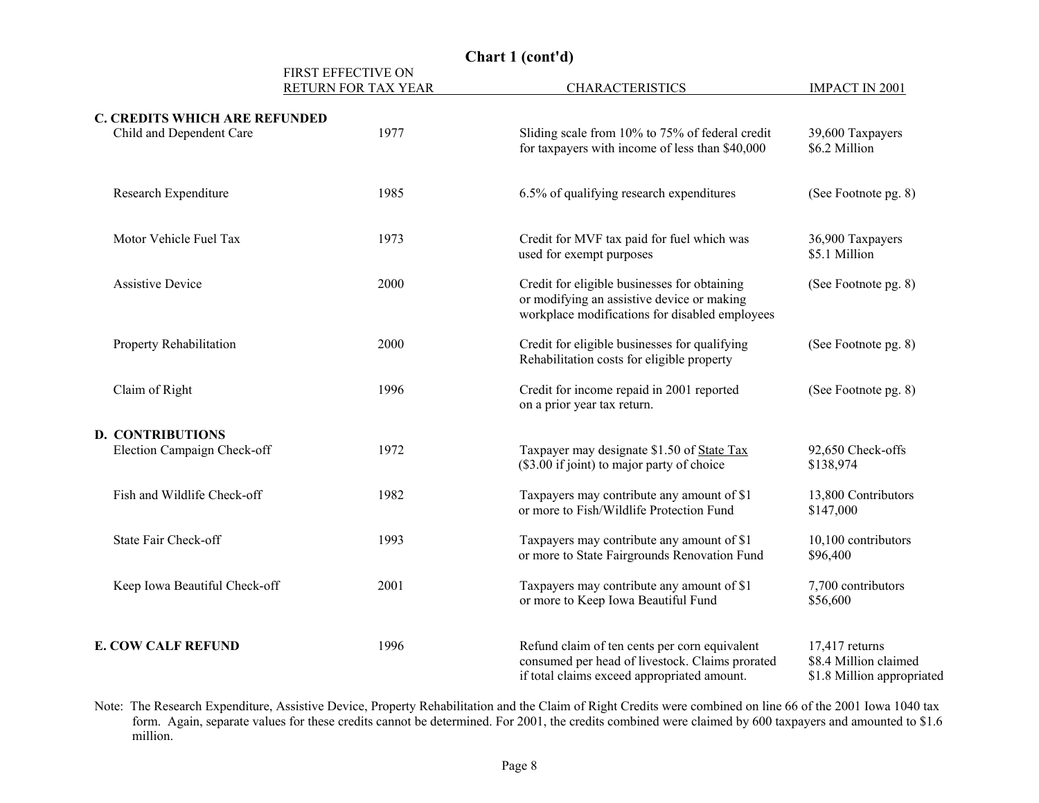## Chart 1 (cont'd)

| | FIRST EFFECTIVE ON RETURN FOR TAX YEAR | CHARACTERISTICS | IMPACT IN 2001 |
|---|---|---|---|
| **C. CREDITS WHICH ARE REFUNDED** | | | |
| Child and Dependent Care | 1977 | Sliding scale from 10% to 75% of federal credit for taxpayers with income of less than $40,000 | 39,600 Taxpayers<br>$6.2 Million |
| Research Expenditure | 1985 | 6.5% of qualifying research expenditures | (See Footnote pg. 8) |
| Motor Vehicle Fuel Tax | 1973 | Credit for MVF tax paid for fuel which was used for exempt purposes | 36,900 Taxpayers<br>$5.1 Million |
| Assistive Device | 2000 | Credit for eligible businesses for obtaining or modifying an assistive device or making workplace modifications for disabled employees | (See Footnote pg. 8) |
| Property Rehabilitation | 2000 | Credit for eligible businesses for qualifying Rehabilitation costs for eligible property | (See Footnote pg. 8) |
| Claim of Right | 1996 | Credit for income repaid in 2001 reported on a prior year tax return. | (See Footnote pg. 8) |
| **D. CONTRIBUTIONS** | | | |
| Election Campaign Check-off | 1972 | Taxpayer may designate $1.50 of State Tax ($3.00 if joint) to major party of choice | 92,650 Check-offs<br>$138,974 |
| Fish and Wildlife Check-off | 1982 | Taxpayers may contribute any amount of $1 or more to Fish/Wildlife Protection Fund | 13,800 Contributors<br>$147,000 |
| State Fair Check-off | 1993 | Taxpayers may contribute any amount of $1 or more to State Fairgrounds Renovation Fund | 10,100 contributors<br>$96,400 |
| Keep Iowa Beautiful Check-off | 2001 | Taxpayers may contribute any amount of $1 or more to Keep Iowa Beautiful Fund | 7,700 contributors<br>$56,600 |
| **E. COW CALF REFUND** | 1996 | Refund claim of ten cents per corn equivalent consumed per head of livestock. Claims prorated if total claims exceed appropriated amount. | 17,417 returns<br>$8.4 Million claimed<br>$1.8 Million appropriated |

Note: The Research Expenditure, Assistive Device, Property Rehabilitation and the Claim of Right Credits were combined on line 66 of the 2001 Iowa 1040 tax form. Again, separate values for these credits cannot be determined. For 2001, the credits combined were claimed by 600 taxpayers and amounted to $1.6 million.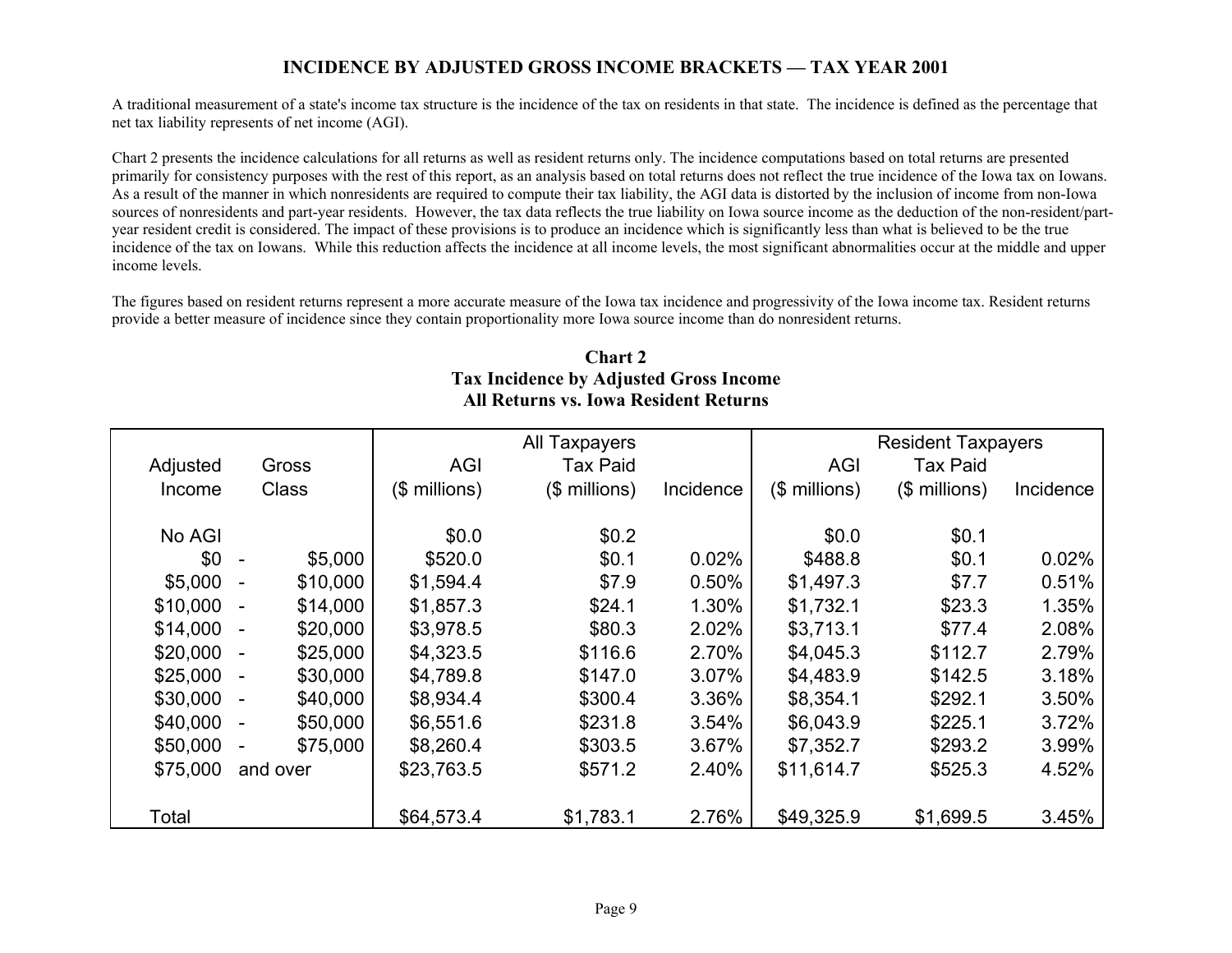## INCIDENCE BY ADJUSTED GROSS INCOME BRACKETS — TAX YEAR 2001

A traditional measurement of a state's income tax structure is the incidence of the tax on residents in that state. The incidence is defined as the percentage that net tax liability represents of net income (AGI).

Chart 2 presents the incidence calculations for all returns as well as resident returns only. The incidence computations based on total returns are presented primarily for consistency purposes with the rest of this report, as an analysis based on total returns does not reflect the true incidence of the Iowa tax on Iowans. As a result of the manner in which nonresidents are required to compute their tax liability, the AGI data is distorted by the inclusion of income from non-Iowa sources of nonresidents and part-year residents. However, the tax data reflects the true liability on Iowa source income as the deduction of the non-resident/part-year resident credit is considered. The impact of these provisions is to produce an incidence which is significantly less than what is believed to be the true incidence of the tax on Iowans. While this reduction affects the incidence at all income levels, the most significant abnormalities occur at the middle and upper income levels.

The figures based on resident returns represent a more accurate measure of the Iowa tax incidence and progressivity of the Iowa income tax. Resident returns provide a better measure of incidence since they contain proportionality more Iowa source income than do nonresident returns.

**Chart 2**
**Tax Incidence by Adjusted Gross Income**
**All Returns vs. Iowa Resident Returns**

| Adjusted Gross Income Class | All Taxpayers AGI ($ millions) | All Taxpayers Tax Paid ($ millions) | All Taxpayers Incidence | Resident Taxpayers AGI ($ millions) | Resident Taxpayers Tax Paid ($ millions) | Resident Taxpayers Incidence |
|---|---|---|---|---|---|---|
| No AGI | $0.0 | $0.2 | | $0.0 | $0.1 | |
| $0 - $5,000 | $520.0 | $0.1 | 0.02% | $488.8 | $0.1 | 0.02% |
| $5,000 - $10,000 | $1,594.4 | $7.9 | 0.50% | $1,497.3 | $7.7 | 0.51% |
| $10,000 - $14,000 | $1,857.3 | $24.1 | 1.30% | $1,732.1 | $23.3 | 1.35% |
| $14,000 - $20,000 | $3,978.5 | $80.3 | 2.02% | $3,713.1 | $77.4 | 2.08% |
| $20,000 - $25,000 | $4,323.5 | $116.6 | 2.70% | $4,045.3 | $112.7 | 2.79% |
| $25,000 - $30,000 | $4,789.8 | $147.0 | 3.07% | $4,483.9 | $142.5 | 3.18% |
| $30,000 - $40,000 | $8,934.4 | $300.4 | 3.36% | $8,354.1 | $292.1 | 3.50% |
| $40,000 - $50,000 | $6,551.6 | $231.8 | 3.54% | $6,043.9 | $225.1 | 3.72% |
| $50,000 - $75,000 | $8,260.4 | $303.5 | 3.67% | $7,352.7 | $293.2 | 3.99% |
| $75,000 and over | $23,763.5 | $571.2 | 2.40% | $11,614.7 | $525.3 | 4.52% |
| Total | $64,573.4 | $1,783.1 | 2.76% | $49,325.9 | $1,699.5 | 3.45% |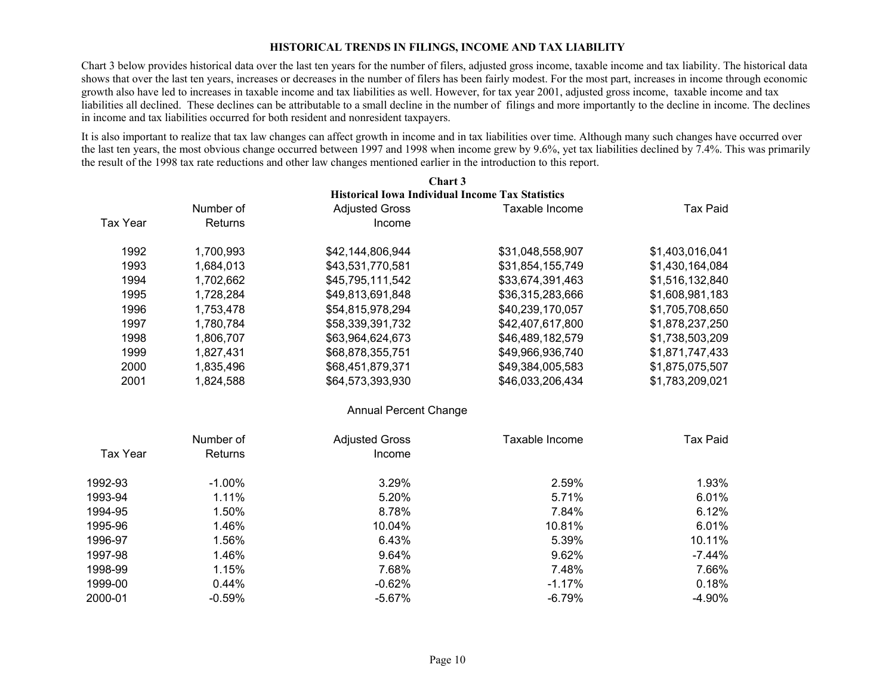## HISTORICAL TRENDS IN FILINGS, INCOME AND TAX LIABILITY

Chart 3 below provides historical data over the last ten years for the number of filers, adjusted gross income, taxable income and tax liability. The historical data shows that over the last ten years, increases or decreases in the number of filers has been fairly modest. For the most part, increases in income through economic growth also have led to increases in taxable income and tax liabilities as well. However, for tax year 2001, adjusted gross income, taxable income and tax liabilities all declined. These declines can be attributable to a small decline in the number of filings and more importantly to the decline in income. The declines in income and tax liabilities occurred for both resident and nonresident taxpayers.

It is also important to realize that tax law changes can affect growth in income and in tax liabilities over time. Although many such changes have occurred over the last ten years, the most obvious change occurred between 1997 and 1998 when income grew by 9.6%, yet tax liabilities declined by 7.4%. This was primarily the result of the 1998 tax rate reductions and other law changes mentioned earlier in the introduction to this report.

**Chart 3**

**Historical Iowa Individual Income Tax Statistics**

| Tax Year | Number of Returns | Adjusted Gross Income | Taxable Income | Tax Paid |
|---|---|---|---|---|
| 1992 | 1,700,993 | $42,144,806,944 | $31,048,558,907 | $1,403,016,041 |
| 1993 | 1,684,013 | $43,531,770,581 | $31,854,155,749 | $1,430,164,084 |
| 1994 | 1,702,662 | $45,795,111,542 | $33,674,391,463 | $1,516,132,840 |
| 1995 | 1,728,284 | $49,813,691,848 | $36,315,283,666 | $1,608,981,183 |
| 1996 | 1,753,478 | $54,815,978,294 | $40,239,170,057 | $1,705,708,650 |
| 1997 | 1,780,784 | $58,339,391,732 | $42,407,617,800 | $1,878,237,250 |
| 1998 | 1,806,707 | $63,964,624,673 | $46,489,182,579 | $1,738,503,209 |
| 1999 | 1,827,431 | $68,878,355,751 | $49,966,936,740 | $1,871,747,433 |
| 2000 | 1,835,496 | $68,451,879,371 | $49,384,005,583 | $1,875,075,507 |
| 2001 | 1,824,588 | $64,573,393,930 | $46,033,206,434 | $1,783,209,021 |

Annual Percent Change

| Tax Year | Number of Returns | Adjusted Gross Income | Taxable Income | Tax Paid |
|---|---|---|---|---|
| 1992-93 | -1.00% | 3.29% | 2.59% | 1.93% |
| 1993-94 | 1.11% | 5.20% | 5.71% | 6.01% |
| 1994-95 | 1.50% | 8.78% | 7.84% | 6.12% |
| 1995-96 | 1.46% | 10.04% | 10.81% | 6.01% |
| 1996-97 | 1.56% | 6.43% | 5.39% | 10.11% |
| 1997-98 | 1.46% | 9.64% | 9.62% | -7.44% |
| 1998-99 | 1.15% | 7.68% | 7.48% | 7.66% |
| 1999-00 | 0.44% | -0.62% | -1.17% | 0.18% |
| 2000-01 | -0.59% | -5.67% | -6.79% | -4.90% |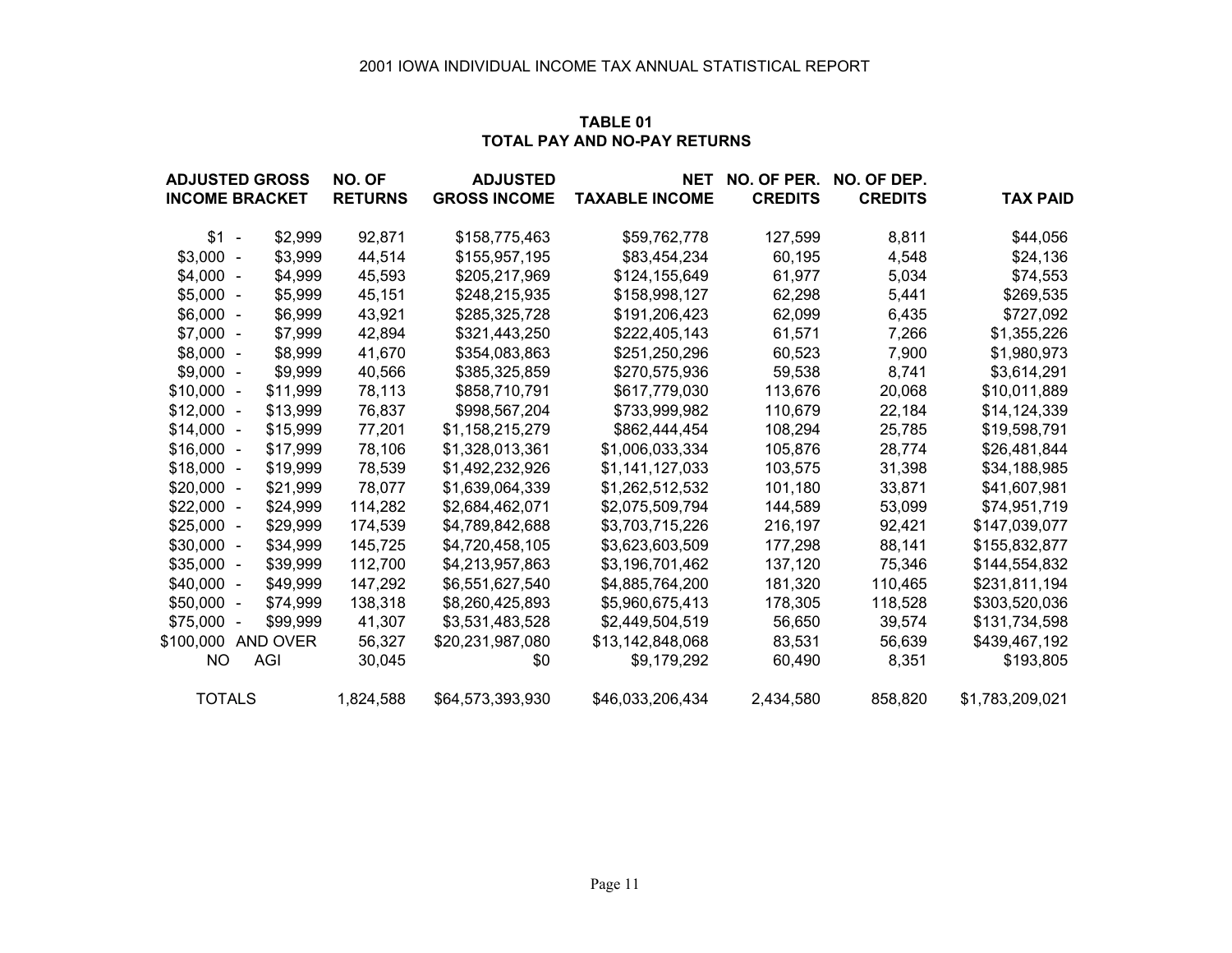2001 IOWA INDIVIDUAL INCOME TAX ANNUAL STATISTICAL REPORT

## TABLE 01
## TOTAL PAY AND NO-PAY RETURNS

| ADJUSTED GROSS INCOME BRACKET | NO. OF RETURNS | ADJUSTED GROSS INCOME | NET TAXABLE INCOME | NO. OF PER. CREDITS | NO. OF DEP. CREDITS | TAX PAID |
|---|---|---|---|---|---|---|
| $1 - $2,999 | 92,871 | $158,775,463 | $59,762,778 | 127,599 | 8,811 | $44,056 |
| $3,000 - $3,999 | 44,514 | $155,957,195 | $83,454,234 | 60,195 | 4,548 | $24,136 |
| $4,000 - $4,999 | 45,593 | $205,217,969 | $124,155,649 | 61,977 | 5,034 | $74,553 |
| $5,000 - $5,999 | 45,151 | $248,215,935 | $158,998,127 | 62,298 | 5,441 | $269,535 |
| $6,000 - $6,999 | 43,921 | $285,325,728 | $191,206,423 | 62,099 | 6,435 | $727,092 |
| $7,000 - $7,999 | 42,894 | $321,443,250 | $222,405,143 | 61,571 | 7,266 | $1,355,226 |
| $8,000 - $8,999 | 41,670 | $354,083,863 | $251,250,296 | 60,523 | 7,900 | $1,980,973 |
| $9,000 - $9,999 | 40,566 | $385,325,859 | $270,575,936 | 59,538 | 8,741 | $3,614,291 |
| $10,000 - $11,999 | 78,113 | $858,710,791 | $617,779,030 | 113,676 | 20,068 | $10,011,889 |
| $12,000 - $13,999 | 76,837 | $998,567,204 | $733,999,982 | 110,679 | 22,184 | $14,124,339 |
| $14,000 - $15,999 | 77,201 | $1,158,215,279 | $862,444,454 | 108,294 | 25,785 | $19,598,791 |
| $16,000 - $17,999 | 78,106 | $1,328,013,361 | $1,006,033,334 | 105,876 | 28,774 | $26,481,844 |
| $18,000 - $19,999 | 78,539 | $1,492,232,926 | $1,141,127,033 | 103,575 | 31,398 | $34,188,985 |
| $20,000 - $21,999 | 78,077 | $1,639,064,339 | $1,262,512,532 | 101,180 | 33,871 | $41,607,981 |
| $22,000 - $24,999 | 114,282 | $2,684,462,071 | $2,075,509,794 | 144,589 | 53,099 | $74,951,719 |
| $25,000 - $29,999 | 174,539 | $4,789,842,688 | $3,703,715,226 | 216,197 | 92,421 | $147,039,077 |
| $30,000 - $34,999 | 145,725 | $4,720,458,105 | $3,623,603,509 | 177,298 | 88,141 | $155,832,877 |
| $35,000 - $39,999 | 112,700 | $4,213,957,863 | $3,196,701,462 | 137,120 | 75,346 | $144,554,832 |
| $40,000 - $49,999 | 147,292 | $6,551,627,540 | $4,885,764,200 | 181,320 | 110,465 | $231,811,194 |
| $50,000 - $74,999 | 138,318 | $8,260,425,893 | $5,960,675,413 | 178,305 | 118,528 | $303,520,036 |
| $75,000 - $99,999 | 41,307 | $3,531,483,528 | $2,449,504,519 | 56,650 | 39,574 | $131,734,598 |
| $100,000 AND OVER | 56,327 | $20,231,987,080 | $13,142,848,068 | 83,531 | 56,639 | $439,467,192 |
| NO AGI | 30,045 | $0 | $9,179,292 | 60,490 | 8,351 | $193,805 |
| TOTALS | 1,824,588 | $64,573,393,930 | $46,033,206,434 | 2,434,580 | 858,820 | $1,783,209,021 |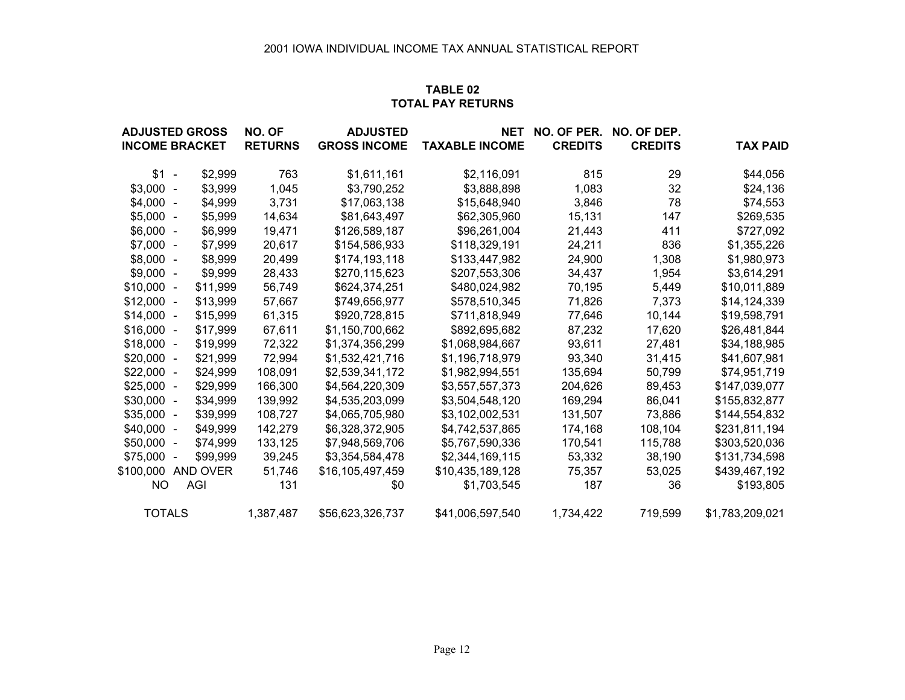2001 IOWA INDIVIDUAL INCOME TAX ANNUAL STATISTICAL REPORT

## TABLE 02
## TOTAL PAY RETURNS

| ADJUSTED GROSS INCOME BRACKET | NO. OF RETURNS | ADJUSTED GROSS INCOME | NET TAXABLE INCOME | NO. OF PER. CREDITS | NO. OF DEP. CREDITS | TAX PAID |
|---|---|---|---|---|---|---|
| $1 - $2,999 | 763 | $1,611,161 | $2,116,091 | 815 | 29 | $44,056 |
| $3,000 - $3,999 | 1,045 | $3,790,252 | $3,888,898 | 1,083 | 32 | $24,136 |
| $4,000 - $4,999 | 3,731 | $17,063,138 | $15,648,940 | 3,846 | 78 | $74,553 |
| $5,000 - $5,999 | 14,634 | $81,643,497 | $62,305,960 | 15,131 | 147 | $269,535 |
| $6,000 - $6,999 | 19,471 | $126,589,187 | $96,261,004 | 21,443 | 411 | $727,092 |
| $7,000 - $7,999 | 20,617 | $154,586,933 | $118,329,191 | 24,211 | 836 | $1,355,226 |
| $8,000 - $8,999 | 20,499 | $174,193,118 | $133,447,982 | 24,900 | 1,308 | $1,980,973 |
| $9,000 - $9,999 | 28,433 | $270,115,623 | $207,553,306 | 34,437 | 1,954 | $3,614,291 |
| $10,000 - $11,999 | 56,749 | $624,374,251 | $480,024,982 | 70,195 | 5,449 | $10,011,889 |
| $12,000 - $13,999 | 57,667 | $749,656,977 | $578,510,345 | 71,826 | 7,373 | $14,124,339 |
| $14,000 - $15,999 | 61,315 | $920,728,815 | $711,818,949 | 77,646 | 10,144 | $19,598,791 |
| $16,000 - $17,999 | 67,611 | $1,150,700,662 | $892,695,682 | 87,232 | 17,620 | $26,481,844 |
| $18,000 - $19,999 | 72,322 | $1,374,356,299 | $1,068,984,667 | 93,611 | 27,481 | $34,188,985 |
| $20,000 - $21,999 | 72,994 | $1,532,421,716 | $1,196,718,979 | 93,340 | 31,415 | $41,607,981 |
| $22,000 - $24,999 | 108,091 | $2,539,341,172 | $1,982,994,551 | 135,694 | 50,799 | $74,951,719 |
| $25,000 - $29,999 | 166,300 | $4,564,220,309 | $3,557,557,373 | 204,626 | 89,453 | $147,039,077 |
| $30,000 - $34,999 | 139,992 | $4,535,203,099 | $3,504,548,120 | 169,294 | 86,041 | $155,832,877 |
| $35,000 - $39,999 | 108,727 | $4,065,705,980 | $3,102,002,531 | 131,507 | 73,886 | $144,554,832 |
| $40,000 - $49,999 | 142,279 | $6,328,372,905 | $4,742,537,865 | 174,168 | 108,104 | $231,811,194 |
| $50,000 - $74,999 | 133,125 | $7,948,569,706 | $5,767,590,336 | 170,541 | 115,788 | $303,520,036 |
| $75,000 - $99,999 | 39,245 | $3,354,584,478 | $2,344,169,115 | 53,332 | 38,190 | $131,734,598 |
| $100,000 AND OVER | 51,746 | $16,105,497,459 | $10,435,189,128 | 75,357 | 53,025 | $439,467,192 |
| NO AGI | 131 | $0 | $1,703,545 | 187 | 36 | $193,805 |
| TOTALS | 1,387,487 | $56,623,326,737 | $41,006,597,540 | 1,734,422 | 719,599 | $1,783,209,021 |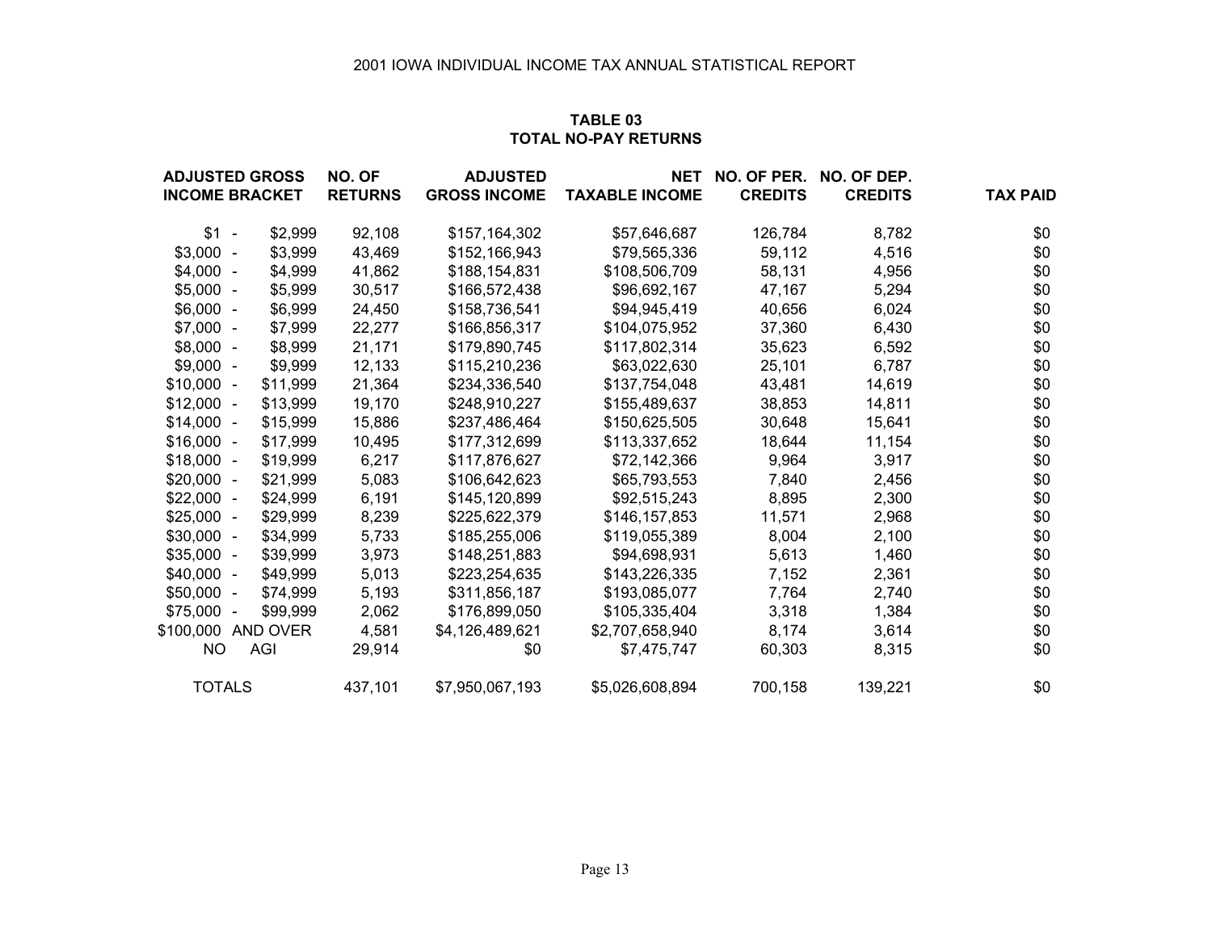2001 IOWA INDIVIDUAL INCOME TAX ANNUAL STATISTICAL REPORT

## TABLE 03
## TOTAL NO-PAY RETURNS

| ADJUSTED GROSS INCOME BRACKET | NO. OF RETURNS | ADJUSTED GROSS INCOME | NET TAXABLE INCOME | NO. OF PER. CREDITS | NO. OF DEP. CREDITS | TAX PAID |
|---|---|---|---|---|---|---|
| $1 - $2,999 | 92,108 | $157,164,302 | $57,646,687 | 126,784 | 8,782 | $0 |
| $3,000 - $3,999 | 43,469 | $152,166,943 | $79,565,336 | 59,112 | 4,516 | $0 |
| $4,000 - $4,999 | 41,862 | $188,154,831 | $108,506,709 | 58,131 | 4,956 | $0 |
| $5,000 - $5,999 | 30,517 | $166,572,438 | $96,692,167 | 47,167 | 5,294 | $0 |
| $6,000 - $6,999 | 24,450 | $158,736,541 | $94,945,419 | 40,656 | 6,024 | $0 |
| $7,000 - $7,999 | 22,277 | $166,856,317 | $104,075,952 | 37,360 | 6,430 | $0 |
| $8,000 - $8,999 | 21,171 | $179,890,745 | $117,802,314 | 35,623 | 6,592 | $0 |
| $9,000 - $9,999 | 12,133 | $115,210,236 | $63,022,630 | 25,101 | 6,787 | $0 |
| $10,000 - $11,999 | 21,364 | $234,336,540 | $137,754,048 | 43,481 | 14,619 | $0 |
| $12,000 - $13,999 | 19,170 | $248,910,227 | $155,489,637 | 38,853 | 14,811 | $0 |
| $14,000 - $15,999 | 15,886 | $237,486,464 | $150,625,505 | 30,648 | 15,641 | $0 |
| $16,000 - $17,999 | 10,495 | $177,312,699 | $113,337,652 | 18,644 | 11,154 | $0 |
| $18,000 - $19,999 | 6,217 | $117,876,627 | $72,142,366 | 9,964 | 3,917 | $0 |
| $20,000 - $21,999 | 5,083 | $106,642,623 | $65,793,553 | 7,840 | 2,456 | $0 |
| $22,000 - $24,999 | 6,191 | $145,120,899 | $92,515,243 | 8,895 | 2,300 | $0 |
| $25,000 - $29,999 | 8,239 | $225,622,379 | $146,157,853 | 11,571 | 2,968 | $0 |
| $30,000 - $34,999 | 5,733 | $185,255,006 | $119,055,389 | 8,004 | 2,100 | $0 |
| $35,000 - $39,999 | 3,973 | $148,251,883 | $94,698,931 | 5,613 | 1,460 | $0 |
| $40,000 - $49,999 | 5,013 | $223,254,635 | $143,226,335 | 7,152 | 2,361 | $0 |
| $50,000 - $74,999 | 5,193 | $311,856,187 | $193,085,077 | 7,764 | 2,740 | $0 |
| $75,000 - $99,999 | 2,062 | $176,899,050 | $105,335,404 | 3,318 | 1,384 | $0 |
| $100,000 AND OVER | 4,581 | $4,126,489,621 | $2,707,658,940 | 8,174 | 3,614 | $0 |
| NO AGI | 29,914 | $0 | $7,475,747 | 60,303 | 8,315 | $0 |
| TOTALS | 437,101 | $7,950,067,193 | $5,026,608,894 | 700,158 | 139,221 | $0 |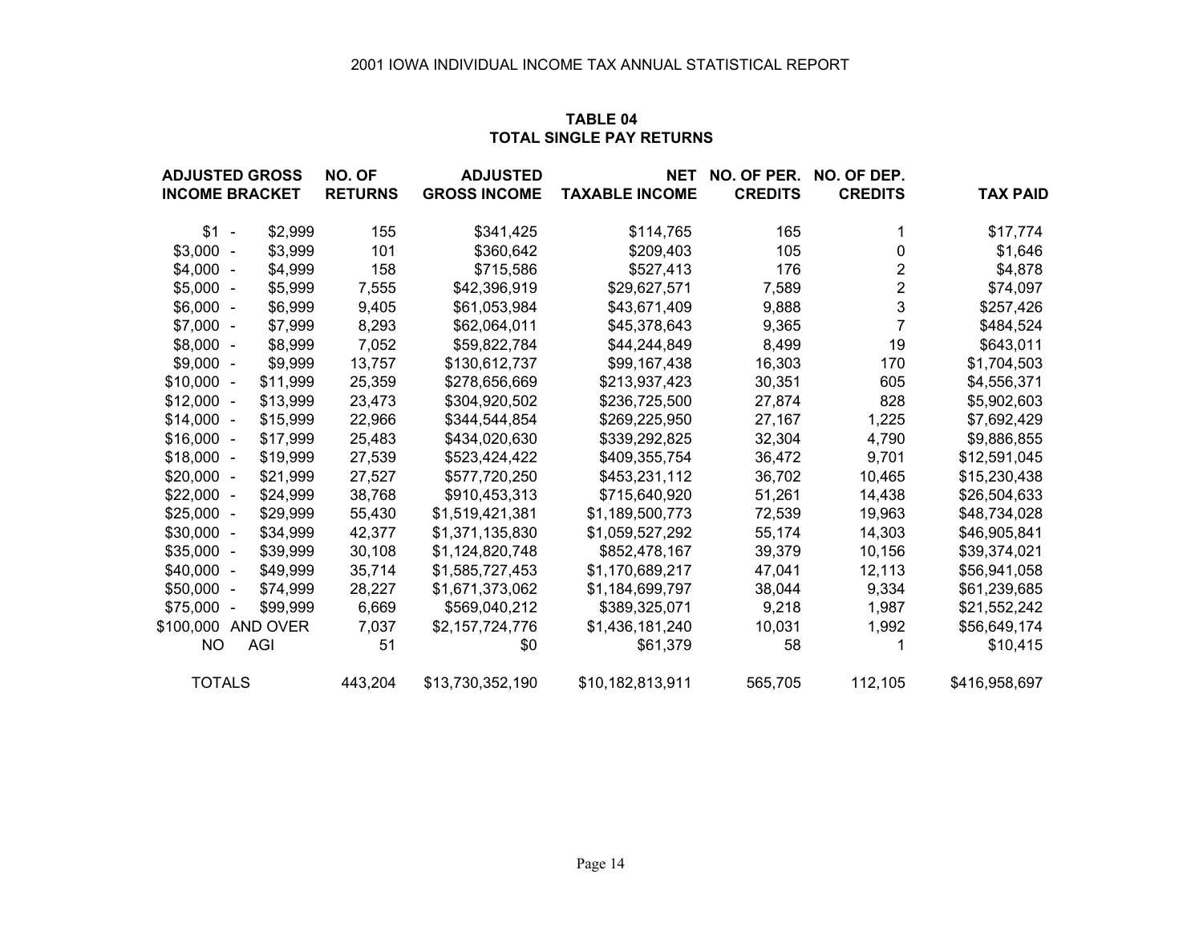2001 IOWA INDIVIDUAL INCOME TAX ANNUAL STATISTICAL REPORT

**TABLE 04**
**TOTAL SINGLE PAY RETURNS**

| ADJUSTED GROSS INCOME BRACKET | NO. OF RETURNS | ADJUSTED GROSS INCOME | NET TAXABLE INCOME | NO. OF PER. CREDITS | NO. OF DEP. CREDITS | TAX PAID |
|---|---|---|---|---|---|---|
| $1 - $2,999 | 155 | $341,425 | $114,765 | 165 | 1 | $17,774 |
| $3,000 - $3,999 | 101 | $360,642 | $209,403 | 105 | 0 | $1,646 |
| $4,000 - $4,999 | 158 | $715,586 | $527,413 | 176 | 2 | $4,878 |
| $5,000 - $5,999 | 7,555 | $42,396,919 | $29,627,571 | 7,589 | 2 | $74,097 |
| $6,000 - $6,999 | 9,405 | $61,053,984 | $43,671,409 | 9,888 | 3 | $257,426 |
| $7,000 - $7,999 | 8,293 | $62,064,011 | $45,378,643 | 9,365 | 7 | $484,524 |
| $8,000 - $8,999 | 7,052 | $59,822,784 | $44,244,849 | 8,499 | 19 | $643,011 |
| $9,000 - $9,999 | 13,757 | $130,612,737 | $99,167,438 | 16,303 | 170 | $1,704,503 |
| $10,000 - $11,999 | 25,359 | $278,656,669 | $213,937,423 | 30,351 | 605 | $4,556,371 |
| $12,000 - $13,999 | 23,473 | $304,920,502 | $236,725,500 | 27,874 | 828 | $5,902,603 |
| $14,000 - $15,999 | 22,966 | $344,544,854 | $269,225,950 | 27,167 | 1,225 | $7,692,429 |
| $16,000 - $17,999 | 25,483 | $434,020,630 | $339,292,825 | 32,304 | 4,790 | $9,886,855 |
| $18,000 - $19,999 | 27,539 | $523,424,422 | $409,355,754 | 36,472 | 9,701 | $12,591,045 |
| $20,000 - $21,999 | 27,527 | $577,720,250 | $453,231,112 | 36,702 | 10,465 | $15,230,438 |
| $22,000 - $24,999 | 38,768 | $910,453,313 | $715,640,920 | 51,261 | 14,438 | $26,504,633 |
| $25,000 - $29,999 | 55,430 | $1,519,421,381 | $1,189,500,773 | 72,539 | 19,963 | $48,734,028 |
| $30,000 - $34,999 | 42,377 | $1,371,135,830 | $1,059,527,292 | 55,174 | 14,303 | $46,905,841 |
| $35,000 - $39,999 | 30,108 | $1,124,820,748 | $852,478,167 | 39,379 | 10,156 | $39,374,021 |
| $40,000 - $49,999 | 35,714 | $1,585,727,453 | $1,170,689,217 | 47,041 | 12,113 | $56,941,058 |
| $50,000 - $74,999 | 28,227 | $1,671,373,062 | $1,184,699,797 | 38,044 | 9,334 | $61,239,685 |
| $75,000 - $99,999 | 6,669 | $569,040,212 | $389,325,071 | 9,218 | 1,987 | $21,552,242 |
| $100,000 AND OVER | 7,037 | $2,157,724,776 | $1,436,181,240 | 10,031 | 1,992 | $56,649,174 |
| NO AGI | 51 | $0 | $61,379 | 58 | 1 | $10,415 |
| TOTALS | 443,204 | $13,730,352,190 | $10,182,813,911 | 565,705 | 112,105 | $416,958,697 |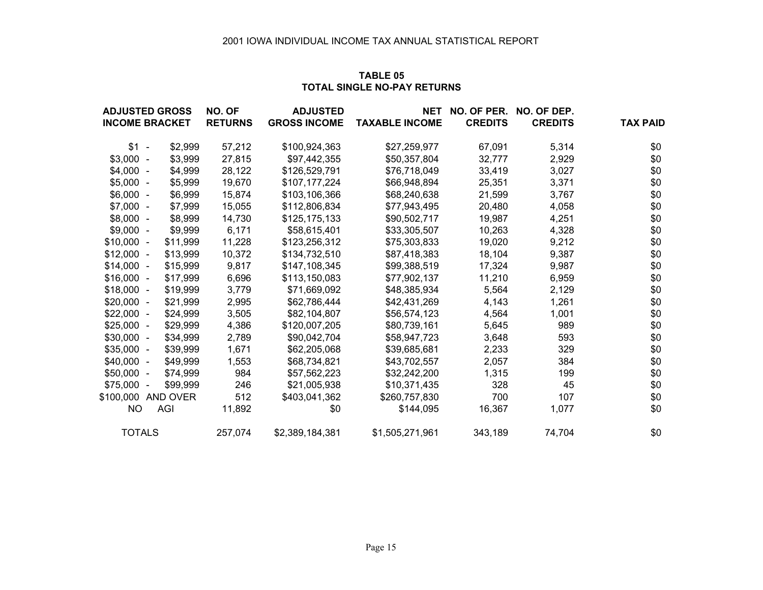2001 IOWA INDIVIDUAL INCOME TAX ANNUAL STATISTICAL REPORT

## TABLE 05
## TOTAL SINGLE NO-PAY RETURNS

| ADJUSTED GROSS INCOME BRACKET | NO. OF RETURNS | ADJUSTED GROSS INCOME | NET TAXABLE INCOME | NO. OF PER. CREDITS | NO. OF DEP. CREDITS | TAX PAID |
|---|---|---|---|---|---|---|
| $1 - $2,999 | 57,212 | $100,924,363 | $27,259,977 | 67,091 | 5,314 | $0 |
| $3,000 - $3,999 | 27,815 | $97,442,355 | $50,357,804 | 32,777 | 2,929 | $0 |
| $4,000 - $4,999 | 28,122 | $126,529,791 | $76,718,049 | 33,419 | 3,027 | $0 |
| $5,000 - $5,999 | 19,670 | $107,177,224 | $66,948,894 | 25,351 | 3,371 | $0 |
| $6,000 - $6,999 | 15,874 | $103,106,366 | $68,240,638 | 21,599 | 3,767 | $0 |
| $7,000 - $7,999 | 15,055 | $112,806,834 | $77,943,495 | 20,480 | 4,058 | $0 |
| $8,000 - $8,999 | 14,730 | $125,175,133 | $90,502,717 | 19,987 | 4,251 | $0 |
| $9,000 - $9,999 | 6,171 | $58,615,401 | $33,305,507 | 10,263 | 4,328 | $0 |
| $10,000 - $11,999 | 11,228 | $123,256,312 | $75,303,833 | 19,020 | 9,212 | $0 |
| $12,000 - $13,999 | 10,372 | $134,732,510 | $87,418,383 | 18,104 | 9,387 | $0 |
| $14,000 - $15,999 | 9,817 | $147,108,345 | $99,388,519 | 17,324 | 9,987 | $0 |
| $16,000 - $17,999 | 6,696 | $113,150,083 | $77,902,137 | 11,210 | 6,959 | $0 |
| $18,000 - $19,999 | 3,779 | $71,669,092 | $48,385,934 | 5,564 | 2,129 | $0 |
| $20,000 - $21,999 | 2,995 | $62,786,444 | $42,431,269 | 4,143 | 1,261 | $0 |
| $22,000 - $24,999 | 3,505 | $82,104,807 | $56,574,123 | 4,564 | 1,001 | $0 |
| $25,000 - $29,999 | 4,386 | $120,007,205 | $80,739,161 | 5,645 | 989 | $0 |
| $30,000 - $34,999 | 2,789 | $90,042,704 | $58,947,723 | 3,648 | 593 | $0 |
| $35,000 - $39,999 | 1,671 | $62,205,068 | $39,685,681 | 2,233 | 329 | $0 |
| $40,000 - $49,999 | 1,553 | $68,734,821 | $43,702,557 | 2,057 | 384 | $0 |
| $50,000 - $74,999 | 984 | $57,562,223 | $32,242,200 | 1,315 | 199 | $0 |
| $75,000 - $99,999 | 246 | $21,005,938 | $10,371,435 | 328 | 45 | $0 |
| $100,000 AND OVER | 512 | $403,041,362 | $260,757,830 | 700 | 107 | $0 |
| NO AGI | 11,892 | $0 | $144,095 | 16,367 | 1,077 | $0 |
| TOTALS | 257,074 | $2,389,184,381 | $1,505,271,961 | 343,189 | 74,704 | $0 |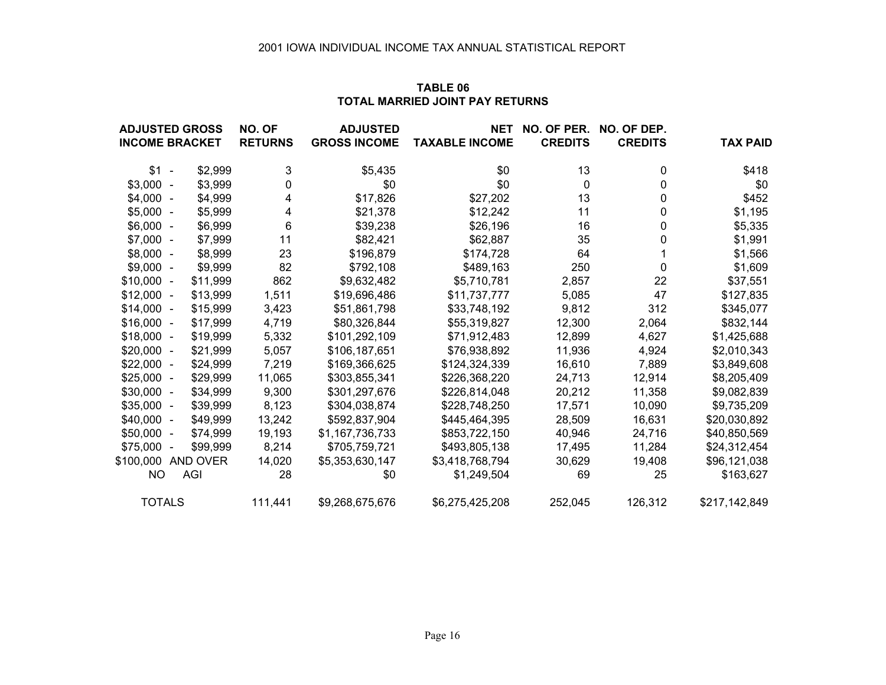2001 IOWA INDIVIDUAL INCOME TAX ANNUAL STATISTICAL REPORT

## TABLE 06
## TOTAL MARRIED JOINT PAY RETURNS

| ADJUSTED GROSS INCOME BRACKET | NO. OF RETURNS | ADJUSTED GROSS INCOME | NET TAXABLE INCOME | NO. OF PER. CREDITS | NO. OF DEP. CREDITS | TAX PAID |
|---|---|---|---|---|---|---|
| $1 - $2,999 | 3 | $5,435 | $0 | 13 | 0 | $418 |
| $3,000 - $3,999 | 0 | $0 | $0 | 0 | 0 | $0 |
| $4,000 - $4,999 | 4 | $17,826 | $27,202 | 13 | 0 | $452 |
| $5,000 - $5,999 | 4 | $21,378 | $12,242 | 11 | 0 | $1,195 |
| $6,000 - $6,999 | 6 | $39,238 | $26,196 | 16 | 0 | $5,335 |
| $7,000 - $7,999 | 11 | $82,421 | $62,887 | 35 | 0 | $1,991 |
| $8,000 - $8,999 | 23 | $196,879 | $174,728 | 64 | 1 | $1,566 |
| $9,000 - $9,999 | 82 | $792,108 | $489,163 | 250 | 0 | $1,609 |
| $10,000 - $11,999 | 862 | $9,632,482 | $5,710,781 | 2,857 | 22 | $37,551 |
| $12,000 - $13,999 | 1,511 | $19,696,486 | $11,737,777 | 5,085 | 47 | $127,835 |
| $14,000 - $15,999 | 3,423 | $51,861,798 | $33,748,192 | 9,812 | 312 | $345,077 |
| $16,000 - $17,999 | 4,719 | $80,326,844 | $55,319,827 | 12,300 | 2,064 | $832,144 |
| $18,000 - $19,999 | 5,332 | $101,292,109 | $71,912,483 | 12,899 | 4,627 | $1,425,688 |
| $20,000 - $21,999 | 5,057 | $106,187,651 | $76,938,892 | 11,936 | 4,924 | $2,010,343 |
| $22,000 - $24,999 | 7,219 | $169,366,625 | $124,324,339 | 16,610 | 7,889 | $3,849,608 |
| $25,000 - $29,999 | 11,065 | $303,855,341 | $226,368,220 | 24,713 | 12,914 | $8,205,409 |
| $30,000 - $34,999 | 9,300 | $301,297,676 | $226,814,048 | 20,212 | 11,358 | $9,082,839 |
| $35,000 - $39,999 | 8,123 | $304,038,874 | $228,748,250 | 17,571 | 10,090 | $9,735,209 |
| $40,000 - $49,999 | 13,242 | $592,837,904 | $445,464,395 | 28,509 | 16,631 | $20,030,892 |
| $50,000 - $74,999 | 19,193 | $1,167,736,733 | $853,722,150 | 40,946 | 24,716 | $40,850,569 |
| $75,000 - $99,999 | 8,214 | $705,759,721 | $493,805,138 | 17,495 | 11,284 | $24,312,454 |
| $100,000 AND OVER | 14,020 | $5,353,630,147 | $3,418,768,794 | 30,629 | 19,408 | $96,121,038 |
| NO AGI | 28 | $0 | $1,249,504 | 69 | 25 | $163,627 |
| TOTALS | 111,441 | $9,268,675,676 | $6,275,425,208 | 252,045 | 126,312 | $217,142,849 |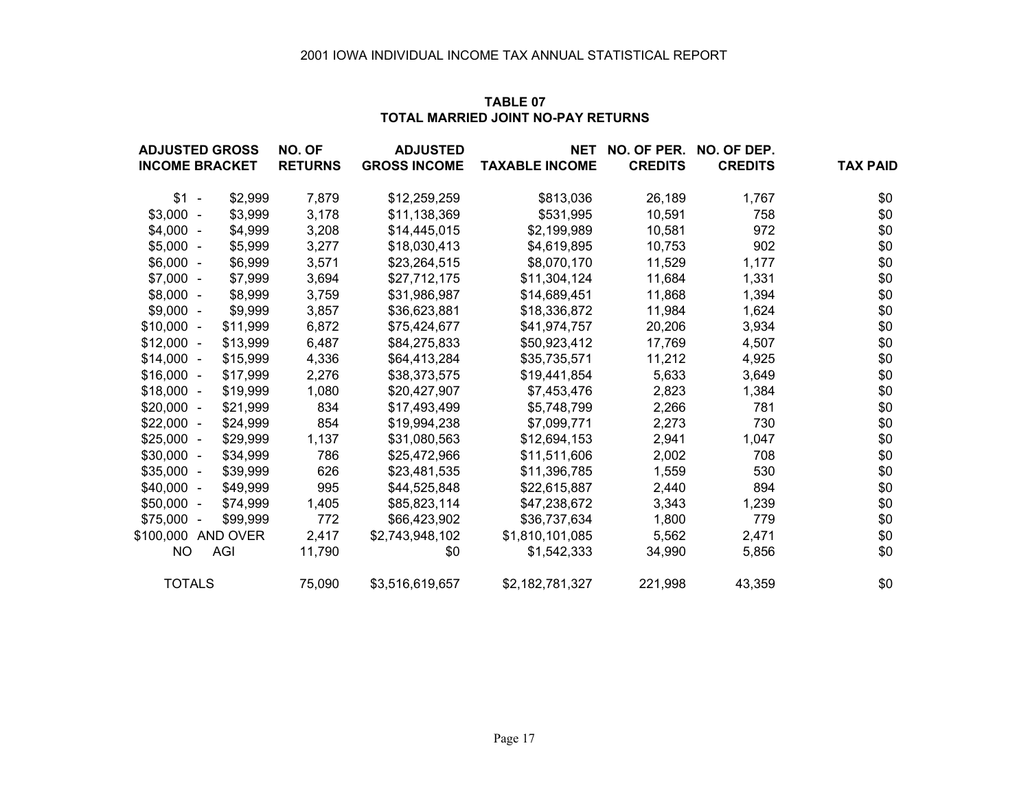2001 IOWA INDIVIDUAL INCOME TAX ANNUAL STATISTICAL REPORT

## TABLE 07
## TOTAL MARRIED JOINT NO-PAY RETURNS

| ADJUSTED GROSS INCOME BRACKET | NO. OF RETURNS | ADJUSTED GROSS INCOME | NET TAXABLE INCOME | NO. OF PER. CREDITS | NO. OF DEP. CREDITS | TAX PAID |
|---|---|---|---|---|---|---|
| $1 - $2,999 | 7,879 | $12,259,259 | $813,036 | 26,189 | 1,767 | $0 |
| $3,000 - $3,999 | 3,178 | $11,138,369 | $531,995 | 10,591 | 758 | $0 |
| $4,000 - $4,999 | 3,208 | $14,445,015 | $2,199,989 | 10,581 | 972 | $0 |
| $5,000 - $5,999 | 3,277 | $18,030,413 | $4,619,895 | 10,753 | 902 | $0 |
| $6,000 - $6,999 | 3,571 | $23,264,515 | $8,070,170 | 11,529 | 1,177 | $0 |
| $7,000 - $7,999 | 3,694 | $27,712,175 | $11,304,124 | 11,684 | 1,331 | $0 |
| $8,000 - $8,999 | 3,759 | $31,986,987 | $14,689,451 | 11,868 | 1,394 | $0 |
| $9,000 - $9,999 | 3,857 | $36,623,881 | $18,336,872 | 11,984 | 1,624 | $0 |
| $10,000 - $11,999 | 6,872 | $75,424,677 | $41,974,757 | 20,206 | 3,934 | $0 |
| $12,000 - $13,999 | 6,487 | $84,275,833 | $50,923,412 | 17,769 | 4,507 | $0 |
| $14,000 - $15,999 | 4,336 | $64,413,284 | $35,735,571 | 11,212 | 4,925 | $0 |
| $16,000 - $17,999 | 2,276 | $38,373,575 | $19,441,854 | 5,633 | 3,649 | $0 |
| $18,000 - $19,999 | 1,080 | $20,427,907 | $7,453,476 | 2,823 | 1,384 | $0 |
| $20,000 - $21,999 | 834 | $17,493,499 | $5,748,799 | 2,266 | 781 | $0 |
| $22,000 - $24,999 | 854 | $19,994,238 | $7,099,771 | 2,273 | 730 | $0 |
| $25,000 - $29,999 | 1,137 | $31,080,563 | $12,694,153 | 2,941 | 1,047 | $0 |
| $30,000 - $34,999 | 786 | $25,472,966 | $11,511,606 | 2,002 | 708 | $0 |
| $35,000 - $39,999 | 626 | $23,481,535 | $11,396,785 | 1,559 | 530 | $0 |
| $40,000 - $49,999 | 995 | $44,525,848 | $22,615,887 | 2,440 | 894 | $0 |
| $50,000 - $74,999 | 1,405 | $85,823,114 | $47,238,672 | 3,343 | 1,239 | $0 |
| $75,000 - $99,999 | 772 | $66,423,902 | $36,737,634 | 1,800 | 779 | $0 |
| $100,000 AND OVER | 2,417 | $2,743,948,102 | $1,810,101,085 | 5,562 | 2,471 | $0 |
| NO AGI | 11,790 | $0 | $1,542,333 | 34,990 | 5,856 | $0 |
| TOTALS | 75,090 | $3,516,619,657 | $2,182,781,327 | 221,998 | 43,359 | $0 |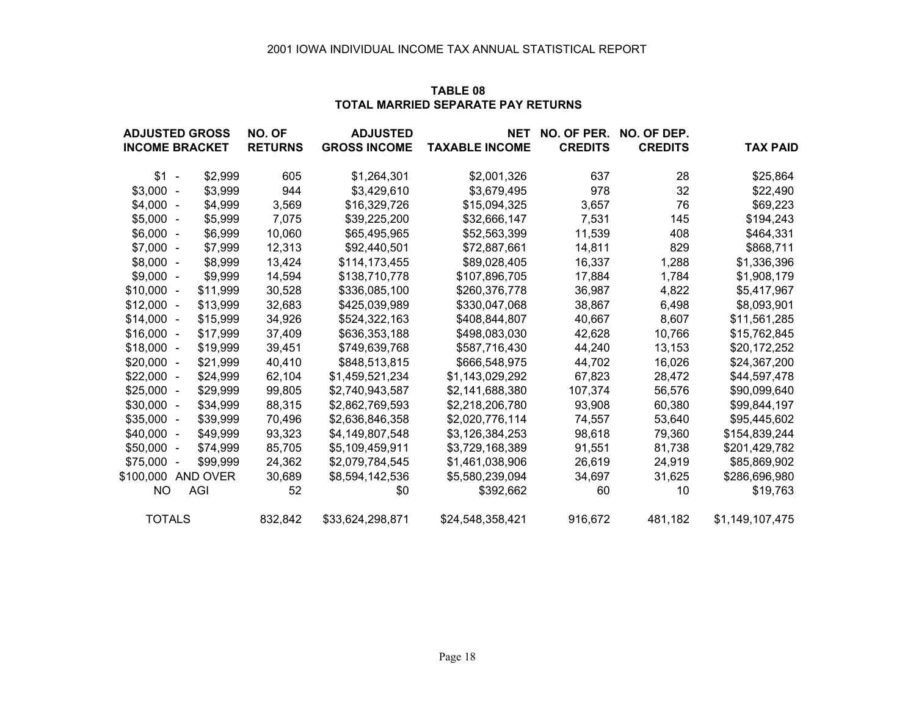2001 IOWA INDIVIDUAL INCOME TAX ANNUAL STATISTICAL REPORT

## TABLE 08
## TOTAL MARRIED SEPARATE PAY RETURNS

| ADJUSTED GROSS INCOME BRACKET | NO. OF RETURNS | ADJUSTED GROSS INCOME | NET TAXABLE INCOME | NO. OF PER. CREDITS | NO. OF DEP. CREDITS | TAX PAID |
|---|---|---|---|---|---|---|
| $1 - $2,999 | 605 | $1,264,301 | $2,001,326 | 637 | 28 | $25,864 |
| $3,000 - $3,999 | 944 | $3,429,610 | $3,679,495 | 978 | 32 | $22,490 |
| $4,000 - $4,999 | 3,569 | $16,329,726 | $15,094,325 | 3,657 | 76 | $69,223 |
| $5,000 - $5,999 | 7,075 | $39,225,200 | $32,666,147 | 7,531 | 145 | $194,243 |
| $6,000 - $6,999 | 10,060 | $65,495,965 | $52,563,399 | 11,539 | 408 | $464,331 |
| $7,000 - $7,999 | 12,313 | $92,440,501 | $72,887,661 | 14,811 | 829 | $868,711 |
| $8,000 - $8,999 | 13,424 | $114,173,455 | $89,028,405 | 16,337 | 1,288 | $1,336,396 |
| $9,000 - $9,999 | 14,594 | $138,710,778 | $107,896,705 | 17,884 | 1,784 | $1,908,179 |
| $10,000 - $11,999 | 30,528 | $336,085,100 | $260,376,778 | 36,987 | 4,822 | $5,417,967 |
| $12,000 - $13,999 | 32,683 | $425,039,989 | $330,047,068 | 38,867 | 6,498 | $8,093,901 |
| $14,000 - $15,999 | 34,926 | $524,322,163 | $408,844,807 | 40,667 | 8,607 | $11,561,285 |
| $16,000 - $17,999 | 37,409 | $636,353,188 | $498,083,030 | 42,628 | 10,766 | $15,762,845 |
| $18,000 - $19,999 | 39,451 | $749,639,768 | $587,716,430 | 44,240 | 13,153 | $20,172,252 |
| $20,000 - $21,999 | 40,410 | $848,513,815 | $666,548,975 | 44,702 | 16,026 | $24,367,200 |
| $22,000 - $24,999 | 62,104 | $1,459,521,234 | $1,143,029,292 | 67,823 | 28,472 | $44,597,478 |
| $25,000 - $29,999 | 99,805 | $2,740,943,587 | $2,141,688,380 | 107,374 | 56,576 | $90,099,640 |
| $30,000 - $34,999 | 88,315 | $2,862,769,593 | $2,218,206,780 | 93,908 | 60,380 | $99,844,197 |
| $35,000 - $39,999 | 70,496 | $2,636,846,358 | $2,020,776,114 | 74,557 | 53,640 | $95,445,602 |
| $40,000 - $49,999 | 93,323 | $4,149,807,548 | $3,126,384,253 | 98,618 | 79,360 | $154,839,244 |
| $50,000 - $74,999 | 85,705 | $5,109,459,911 | $3,729,168,389 | 91,551 | 81,738 | $201,429,782 |
| $75,000 - $99,999 | 24,362 | $2,079,784,545 | $1,461,038,906 | 26,619 | 24,919 | $85,869,902 |
| $100,000 AND OVER | 30,689 | $8,594,142,536 | $5,580,239,094 | 34,697 | 31,625 | $286,696,980 |
| NO AGI | 52 | $0 | $392,662 | 60 | 10 | $19,763 |
| TOTALS | 832,842 | $33,624,298,871 | $24,548,358,421 | 916,672 | 481,182 | $1,149,107,475 |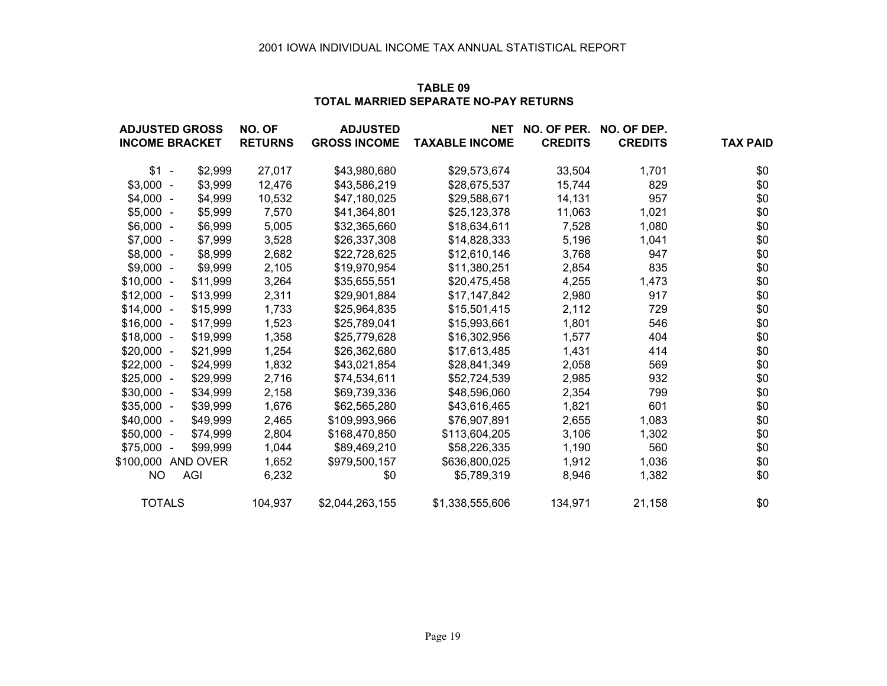2001 IOWA INDIVIDUAL INCOME TAX ANNUAL STATISTICAL REPORT

## TABLE 09
## TOTAL MARRIED SEPARATE NO-PAY RETURNS

| ADJUSTED GROSS INCOME BRACKET | NO. OF RETURNS | ADJUSTED GROSS INCOME | NET TAXABLE INCOME | NO. OF PER. CREDITS | NO. OF DEP. CREDITS | TAX PAID |
|---|---|---|---|---|---|---|
| $1 - $2,999 | 27,017 | $43,980,680 | $29,573,674 | 33,504 | 1,701 | $0 |
| $3,000 - $3,999 | 12,476 | $43,586,219 | $28,675,537 | 15,744 | 829 | $0 |
| $4,000 - $4,999 | 10,532 | $47,180,025 | $29,588,671 | 14,131 | 957 | $0 |
| $5,000 - $5,999 | 7,570 | $41,364,801 | $25,123,378 | 11,063 | 1,021 | $0 |
| $6,000 - $6,999 | 5,005 | $32,365,660 | $18,634,611 | 7,528 | 1,080 | $0 |
| $7,000 - $7,999 | 3,528 | $26,337,308 | $14,828,333 | 5,196 | 1,041 | $0 |
| $8,000 - $8,999 | 2,682 | $22,728,625 | $12,610,146 | 3,768 | 947 | $0 |
| $9,000 - $9,999 | 2,105 | $19,970,954 | $11,380,251 | 2,854 | 835 | $0 |
| $10,000 - $11,999 | 3,264 | $35,655,551 | $20,475,458 | 4,255 | 1,473 | $0 |
| $12,000 - $13,999 | 2,311 | $29,901,884 | $17,147,842 | 2,980 | 917 | $0 |
| $14,000 - $15,999 | 1,733 | $25,964,835 | $15,501,415 | 2,112 | 729 | $0 |
| $16,000 - $17,999 | 1,523 | $25,789,041 | $15,993,661 | 1,801 | 546 | $0 |
| $18,000 - $19,999 | 1,358 | $25,779,628 | $16,302,956 | 1,577 | 404 | $0 |
| $20,000 - $21,999 | 1,254 | $26,362,680 | $17,613,485 | 1,431 | 414 | $0 |
| $22,000 - $24,999 | 1,832 | $43,021,854 | $28,841,349 | 2,058 | 569 | $0 |
| $25,000 - $29,999 | 2,716 | $74,534,611 | $52,724,539 | 2,985 | 932 | $0 |
| $30,000 - $34,999 | 2,158 | $69,739,336 | $48,596,060 | 2,354 | 799 | $0 |
| $35,000 - $39,999 | 1,676 | $62,565,280 | $43,616,465 | 1,821 | 601 | $0 |
| $40,000 - $49,999 | 2,465 | $109,993,966 | $76,907,891 | 2,655 | 1,083 | $0 |
| $50,000 - $74,999 | 2,804 | $168,470,850 | $113,604,205 | 3,106 | 1,302 | $0 |
| $75,000 - $99,999 | 1,044 | $89,469,210 | $58,226,335 | 1,190 | 560 | $0 |
| $100,000 AND OVER | 1,652 | $979,500,157 | $636,800,025 | 1,912 | 1,036 | $0 |
| NO AGI | 6,232 | $0 | $5,789,319 | 8,946 | 1,382 | $0 |
| TOTALS | 104,937 | $2,044,263,155 | $1,338,555,606 | 134,971 | 21,158 | $0 |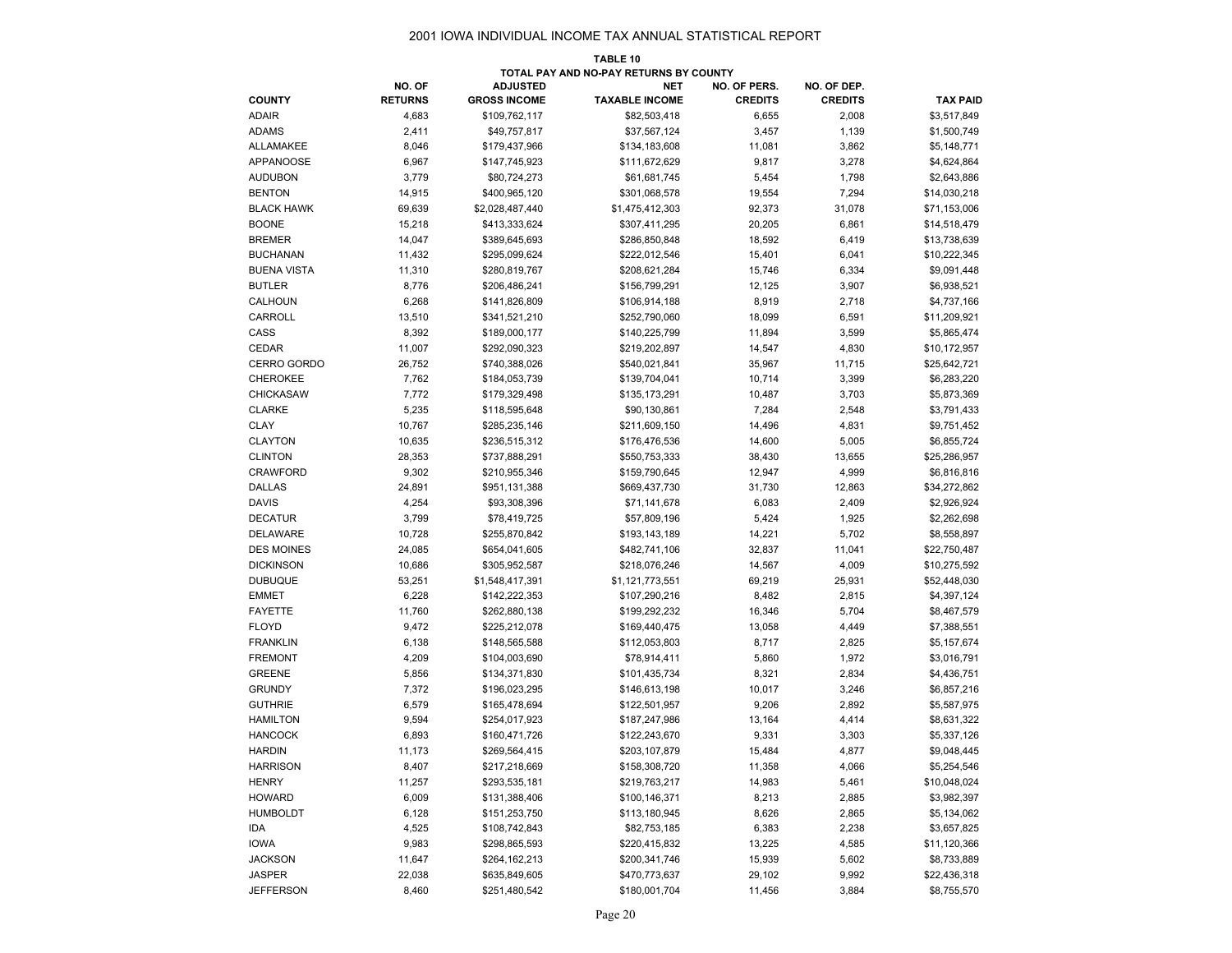# 2001 IOWA INDIVIDUAL INCOME TAX ANNUAL STATISTICAL REPORT

## TABLE 10
### TOTAL PAY AND NO-PAY RETURNS BY COUNTY

| COUNTY | NO. OF RETURNS | ADJUSTED GROSS INCOME | NET TAXABLE INCOME | NO. OF PERS. CREDITS | NO. OF DEP. CREDITS | TAX PAID |
|---|---|---|---|---|---|---|
| ADAIR | 4,683 | $109,762,117 | $82,503,418 | 6,655 | 2,008 | $3,517,849 |
| ADAMS | 2,411 | $49,757,817 | $37,567,124 | 3,457 | 1,139 | $1,500,749 |
| ALLAMAKEE | 8,046 | $179,437,966 | $134,183,608 | 11,081 | 3,862 | $5,148,771 |
| APPANOOSE | 6,967 | $147,745,923 | $111,672,629 | 9,817 | 3,278 | $4,624,864 |
| AUDUBON | 3,779 | $80,724,273 | $61,681,745 | 5,454 | 1,798 | $2,643,886 |
| BENTON | 14,915 | $400,965,120 | $301,068,578 | 19,554 | 7,294 | $14,030,218 |
| BLACK HAWK | 69,639 | $2,028,487,440 | $1,475,412,303 | 92,373 | 31,078 | $71,153,006 |
| BOONE | 15,218 | $413,333,624 | $307,411,295 | 20,205 | 6,861 | $14,518,479 |
| BREMER | 14,047 | $389,645,693 | $286,850,848 | 18,592 | 6,419 | $13,738,639 |
| BUCHANAN | 11,432 | $295,099,624 | $222,012,546 | 15,401 | 6,041 | $10,222,345 |
| BUENA VISTA | 11,310 | $280,819,767 | $208,621,284 | 15,746 | 6,334 | $9,091,448 |
| BUTLER | 8,776 | $206,486,241 | $156,799,291 | 12,125 | 3,907 | $6,938,521 |
| CALHOUN | 6,268 | $141,826,809 | $106,914,188 | 8,919 | 2,718 | $4,737,166 |
| CARROLL | 13,510 | $341,521,210 | $252,790,060 | 18,099 | 6,591 | $11,209,921 |
| CASS | 8,392 | $189,000,177 | $140,225,799 | 11,894 | 3,599 | $5,865,474 |
| CEDAR | 11,007 | $292,090,323 | $219,202,897 | 14,547 | 4,830 | $10,172,957 |
| CERRO GORDO | 26,752 | $740,388,026 | $540,021,841 | 35,967 | 11,715 | $25,642,721 |
| CHEROKEE | 7,762 | $184,053,739 | $139,704,041 | 10,714 | 3,399 | $6,283,220 |
| CHICKASAW | 7,772 | $179,329,498 | $135,173,291 | 10,487 | 3,703 | $5,873,369 |
| CLARKE | 5,235 | $118,595,648 | $90,130,861 | 7,284 | 2,548 | $3,791,433 |
| CLAY | 10,767 | $285,235,146 | $211,609,150 | 14,496 | 4,831 | $9,751,452 |
| CLAYTON | 10,635 | $236,515,312 | $176,476,536 | 14,600 | 5,005 | $6,855,724 |
| CLINTON | 28,353 | $737,888,291 | $550,753,333 | 38,430 | 13,655 | $25,286,957 |
| CRAWFORD | 9,302 | $210,955,346 | $159,790,645 | 12,947 | 4,999 | $6,816,816 |
| DALLAS | 24,891 | $951,131,388 | $669,437,730 | 31,730 | 12,863 | $34,272,862 |
| DAVIS | 4,254 | $93,308,396 | $71,141,678 | 6,083 | 2,409 | $2,926,924 |
| DECATUR | 3,799 | $78,419,725 | $57,809,196 | 5,424 | 1,925 | $2,262,698 |
| DELAWARE | 10,728 | $255,870,842 | $193,143,189 | 14,221 | 5,702 | $8,558,897 |
| DES MOINES | 24,085 | $654,041,605 | $482,741,106 | 32,837 | 11,041 | $22,750,487 |
| DICKINSON | 10,686 | $305,952,587 | $218,076,246 | 14,567 | 4,009 | $10,275,592 |
| DUBUQUE | 53,251 | $1,548,417,391 | $1,121,773,551 | 69,219 | 25,931 | $52,448,030 |
| EMMET | 6,228 | $142,222,353 | $107,290,216 | 8,482 | 2,815 | $4,397,124 |
| FAYETTE | 11,760 | $262,880,138 | $199,292,232 | 16,346 | 5,704 | $8,467,579 |
| FLOYD | 9,472 | $225,212,078 | $169,440,475 | 13,058 | 4,449 | $7,388,551 |
| FRANKLIN | 6,138 | $148,565,588 | $112,053,803 | 8,717 | 2,825 | $5,157,674 |
| FREMONT | 4,209 | $104,003,690 | $78,914,411 | 5,860 | 1,972 | $3,016,791 |
| GREENE | 5,856 | $134,371,830 | $101,435,734 | 8,321 | 2,834 | $4,436,751 |
| GRUNDY | 7,372 | $196,023,295 | $146,613,198 | 10,017 | 3,246 | $6,857,216 |
| GUTHRIE | 6,579 | $165,478,694 | $122,501,957 | 9,206 | 2,892 | $5,587,975 |
| HAMILTON | 9,594 | $254,017,923 | $187,247,986 | 13,164 | 4,414 | $8,631,322 |
| HANCOCK | 6,893 | $160,471,726 | $122,243,670 | 9,331 | 3,303 | $5,337,126 |
| HARDIN | 11,173 | $269,564,415 | $203,107,879 | 15,484 | 4,877 | $9,048,445 |
| HARRISON | 8,407 | $217,218,669 | $158,308,720 | 11,358 | 4,066 | $5,254,546 |
| HENRY | 11,257 | $293,535,181 | $219,763,217 | 14,983 | 5,461 | $10,048,024 |
| HOWARD | 6,009 | $131,388,406 | $100,146,371 | 8,213 | 2,885 | $3,982,397 |
| HUMBOLDT | 6,128 | $151,253,750 | $113,180,945 | 8,626 | 2,865 | $5,134,062 |
| IDA | 4,525 | $108,742,843 | $82,753,185 | 6,383 | 2,238 | $3,657,825 |
| IOWA | 9,983 | $298,865,593 | $220,415,832 | 13,225 | 4,585 | $11,120,366 |
| JACKSON | 11,647 | $264,162,213 | $200,341,746 | 15,939 | 5,602 | $8,733,889 |
| JASPER | 22,038 | $635,849,605 | $470,773,637 | 29,102 | 9,992 | $22,436,318 |
| JEFFERSON | 8,460 | $251,480,542 | $180,001,704 | 11,456 | 3,884 | $8,755,570 |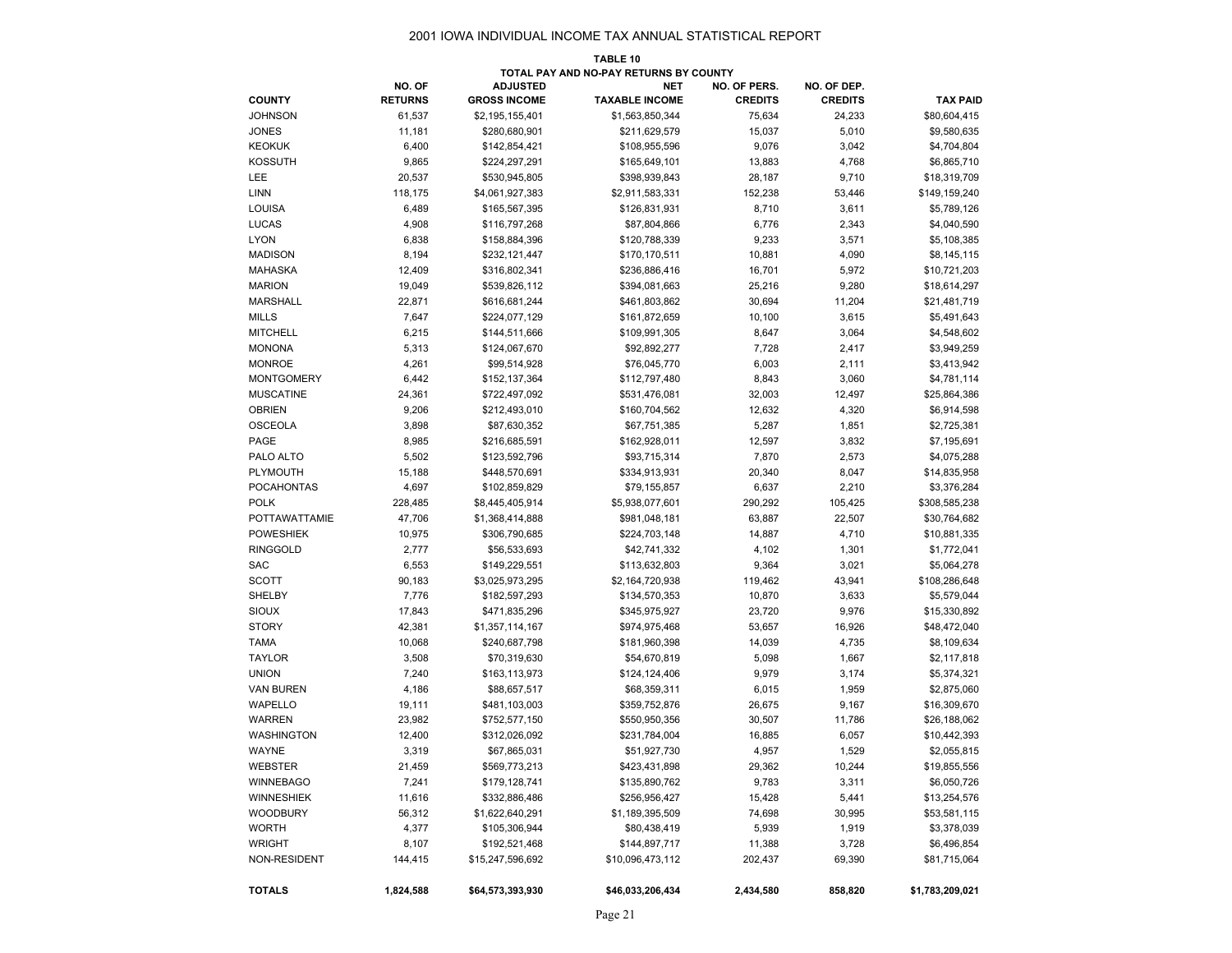# 2001 IOWA INDIVIDUAL INCOME TAX ANNUAL STATISTICAL REPORT

## TABLE 10
### TOTAL PAY AND NO-PAY RETURNS BY COUNTY

| COUNTY | NO. OF RETURNS | ADJUSTED GROSS INCOME | NET TAXABLE INCOME | NO. OF PERS. CREDITS | NO. OF DEP. CREDITS | TAX PAID |
|---|---|---|---|---|---|---|
| JOHNSON | 61,537 | $2,195,155,401 | $1,563,850,344 | 75,634 | 24,233 | $80,604,415 |
| JONES | 11,181 | $280,680,901 | $211,629,579 | 15,037 | 5,010 | $9,580,635 |
| KEOKUK | 6,400 | $142,854,421 | $108,955,596 | 9,076 | 3,042 | $4,704,804 |
| KOSSUTH | 9,865 | $224,297,291 | $165,649,101 | 13,883 | 4,768 | $6,865,710 |
| LEE | 20,537 | $530,945,805 | $398,939,843 | 28,187 | 9,710 | $18,319,709 |
| LINN | 118,175 | $4,061,927,383 | $2,911,583,331 | 152,238 | 53,446 | $149,159,240 |
| LOUISA | 6,489 | $165,567,395 | $126,831,931 | 8,710 | 3,611 | $5,789,126 |
| LUCAS | 4,908 | $116,797,268 | $87,804,866 | 6,776 | 2,343 | $4,040,590 |
| LYON | 6,838 | $158,884,396 | $120,788,339 | 9,233 | 3,571 | $5,108,385 |
| MADISON | 8,194 | $232,121,447 | $170,170,511 | 10,881 | 4,090 | $8,145,115 |
| MAHASKA | 12,409 | $316,802,341 | $236,886,416 | 16,701 | 5,972 | $10,721,203 |
| MARION | 19,049 | $539,826,112 | $394,081,663 | 25,216 | 9,280 | $18,614,297 |
| MARSHALL | 22,871 | $616,681,244 | $461,803,862 | 30,694 | 11,204 | $21,481,719 |
| MILLS | 7,647 | $224,077,129 | $161,872,659 | 10,100 | 3,615 | $5,491,643 |
| MITCHELL | 6,215 | $144,511,666 | $109,991,305 | 8,647 | 3,064 | $4,548,602 |
| MONONA | 5,313 | $124,067,670 | $92,892,277 | 7,728 | 2,417 | $3,949,259 |
| MONROE | 4,261 | $99,514,928 | $76,045,770 | 6,003 | 2,111 | $3,413,942 |
| MONTGOMERY | 6,442 | $152,137,364 | $112,797,480 | 8,843 | 3,060 | $4,781,114 |
| MUSCATINE | 24,361 | $722,497,092 | $531,476,081 | 32,003 | 12,497 | $25,864,386 |
| OBRIEN | 9,206 | $212,493,010 | $160,704,562 | 12,632 | 4,320 | $6,914,598 |
| OSCEOLA | 3,898 | $87,630,352 | $67,751,385 | 5,287 | 1,851 | $2,725,381 |
| PAGE | 8,985 | $216,685,591 | $162,928,011 | 12,597 | 3,832 | $7,195,691 |
| PALO ALTO | 5,502 | $123,592,796 | $93,715,314 | 7,870 | 2,573 | $4,075,288 |
| PLYMOUTH | 15,188 | $448,570,691 | $334,913,931 | 20,340 | 8,047 | $14,835,958 |
| POCAHONTAS | 4,697 | $102,859,829 | $79,155,857 | 6,637 | 2,210 | $3,376,284 |
| POLK | 228,485 | $8,445,405,914 | $5,938,077,601 | 290,292 | 105,425 | $308,585,238 |
| POTTAWATTAMIE | 47,706 | $1,368,414,888 | $981,048,181 | 63,887 | 22,507 | $30,764,682 |
| POWESHIEK | 10,975 | $306,790,685 | $224,703,148 | 14,887 | 4,710 | $10,881,335 |
| RINGGOLD | 2,777 | $56,533,693 | $42,741,332 | 4,102 | 1,301 | $1,772,041 |
| SAC | 6,553 | $149,229,551 | $113,632,803 | 9,364 | 3,021 | $5,064,278 |
| SCOTT | 90,183 | $3,025,973,295 | $2,164,720,938 | 119,462 | 43,941 | $108,286,648 |
| SHELBY | 7,776 | $182,597,293 | $134,570,353 | 10,870 | 3,633 | $5,579,044 |
| SIOUX | 17,843 | $471,835,296 | $345,975,927 | 23,720 | 9,976 | $15,330,892 |
| STORY | 42,381 | $1,357,114,167 | $974,975,468 | 53,657 | 16,926 | $48,472,040 |
| TAMA | 10,068 | $240,687,798 | $181,960,398 | 14,039 | 4,735 | $8,109,634 |
| TAYLOR | 3,508 | $70,319,630 | $54,670,819 | 5,098 | 1,667 | $2,117,818 |
| UNION | 7,240 | $163,113,973 | $124,124,406 | 9,979 | 3,174 | $5,374,321 |
| VAN BUREN | 4,186 | $88,657,517 | $68,359,311 | 6,015 | 1,959 | $2,875,060 |
| WAPELLO | 19,111 | $481,103,003 | $359,752,876 | 26,675 | 9,167 | $16,309,670 |
| WARREN | 23,982 | $752,577,150 | $550,950,356 | 30,507 | 11,786 | $26,188,062 |
| WASHINGTON | 12,400 | $312,026,092 | $231,784,004 | 16,885 | 6,057 | $10,442,393 |
| WAYNE | 3,319 | $67,865,031 | $51,927,730 | 4,957 | 1,529 | $2,055,815 |
| WEBSTER | 21,459 | $569,773,213 | $423,431,898 | 29,362 | 10,244 | $19,855,556 |
| WINNEBAGO | 7,241 | $179,128,741 | $135,890,762 | 9,783 | 3,311 | $6,050,726 |
| WINNESHIEK | 11,616 | $332,886,486 | $256,956,427 | 15,428 | 5,441 | $13,254,576 |
| WOODBURY | 56,312 | $1,622,640,291 | $1,189,395,509 | 74,698 | 30,995 | $53,581,115 |
| WORTH | 4,377 | $105,306,944 | $80,438,419 | 5,939 | 1,919 | $3,378,039 |
| WRIGHT | 8,107 | $192,521,468 | $144,897,717 | 11,388 | 3,728 | $6,496,854 |
| NON-RESIDENT | 144,415 | $15,247,596,692 | $10,096,473,112 | 202,437 | 69,390 | $81,715,064 |
| **TOTALS** | **1,824,588** | **$64,573,393,930** | **$46,033,206,434** | **2,434,580** | **858,820** | **$1,783,209,021** |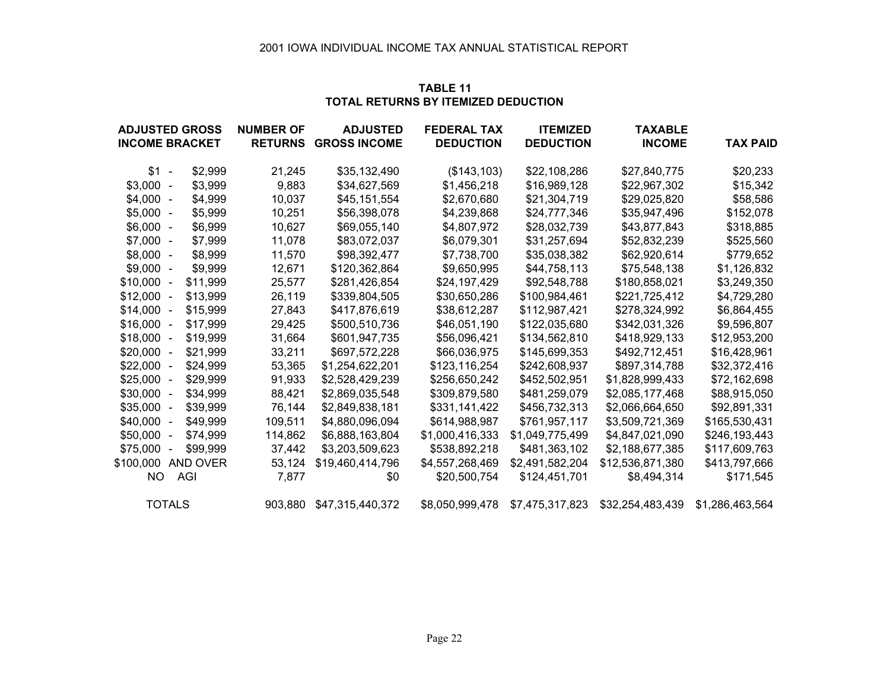2001 IOWA INDIVIDUAL INCOME TAX ANNUAL STATISTICAL REPORT

## TABLE 11
## TOTAL RETURNS BY ITEMIZED DEDUCTION

| ADJUSTED GROSS INCOME BRACKET | NUMBER OF RETURNS | ADJUSTED GROSS INCOME | FEDERAL TAX DEDUCTION | ITEMIZED DEDUCTION | TAXABLE INCOME | TAX PAID |
|---|---|---|---|---|---|---|
| $1 - $2,999 | 21,245 | $35,132,490 | ($143,103) | $22,108,286 | $27,840,775 | $20,233 |
| $3,000 - $3,999 | 9,883 | $34,627,569 | $1,456,218 | $16,989,128 | $22,967,302 | $15,342 |
| $4,000 - $4,999 | 10,037 | $45,151,554 | $2,670,680 | $21,304,719 | $29,025,820 | $58,586 |
| $5,000 - $5,999 | 10,251 | $56,398,078 | $4,239,868 | $24,777,346 | $35,947,496 | $152,078 |
| $6,000 - $6,999 | 10,627 | $69,055,140 | $4,807,972 | $28,032,739 | $43,877,843 | $318,885 |
| $7,000 - $7,999 | 11,078 | $83,072,037 | $6,079,301 | $31,257,694 | $52,832,239 | $525,560 |
| $8,000 - $8,999 | 11,570 | $98,392,477 | $7,738,700 | $35,038,382 | $62,920,614 | $779,652 |
| $9,000 - $9,999 | 12,671 | $120,362,864 | $9,650,995 | $44,758,113 | $75,548,138 | $1,126,832 |
| $10,000 - $11,999 | 25,577 | $281,426,854 | $24,197,429 | $92,548,788 | $180,858,021 | $3,249,350 |
| $12,000 - $13,999 | 26,119 | $339,804,505 | $30,650,286 | $100,984,461 | $221,725,412 | $4,729,280 |
| $14,000 - $15,999 | 27,843 | $417,876,619 | $38,612,287 | $112,987,421 | $278,324,992 | $6,864,455 |
| $16,000 - $17,999 | 29,425 | $500,510,736 | $46,051,190 | $122,035,680 | $342,031,326 | $9,596,807 |
| $18,000 - $19,999 | 31,664 | $601,947,735 | $56,096,421 | $134,562,810 | $418,929,133 | $12,953,200 |
| $20,000 - $21,999 | 33,211 | $697,572,228 | $66,036,975 | $145,699,353 | $492,712,451 | $16,428,961 |
| $22,000 - $24,999 | 53,365 | $1,254,622,201 | $123,116,254 | $242,608,937 | $897,314,788 | $32,372,416 |
| $25,000 - $29,999 | 91,933 | $2,528,429,239 | $256,650,242 | $452,502,951 | $1,828,999,433 | $72,162,698 |
| $30,000 - $34,999 | 88,421 | $2,869,035,548 | $309,879,580 | $481,259,079 | $2,085,177,468 | $88,915,050 |
| $35,000 - $39,999 | 76,144 | $2,849,838,181 | $331,141,422 | $456,732,313 | $2,066,664,650 | $92,891,331 |
| $40,000 - $49,999 | 109,511 | $4,880,096,094 | $614,988,987 | $761,957,117 | $3,509,721,369 | $165,530,431 |
| $50,000 - $74,999 | 114,862 | $6,888,163,804 | $1,000,416,333 | $1,049,775,499 | $4,847,021,090 | $246,193,443 |
| $75,000 - $99,999 | 37,442 | $3,203,509,623 | $538,892,218 | $481,363,102 | $2,188,677,385 | $117,609,763 |
| $100,000 AND OVER | 53,124 | $19,460,414,796 | $4,557,268,469 | $2,491,582,204 | $12,536,871,380 | $413,797,666 |
| NO AGI | 7,877 | $0 | $20,500,754 | $124,451,701 | $8,494,314 | $171,545 |
| TOTALS | 903,880 | $47,315,440,372 | $8,050,999,478 | $7,475,317,823 | $32,254,483,439 | $1,286,463,564 |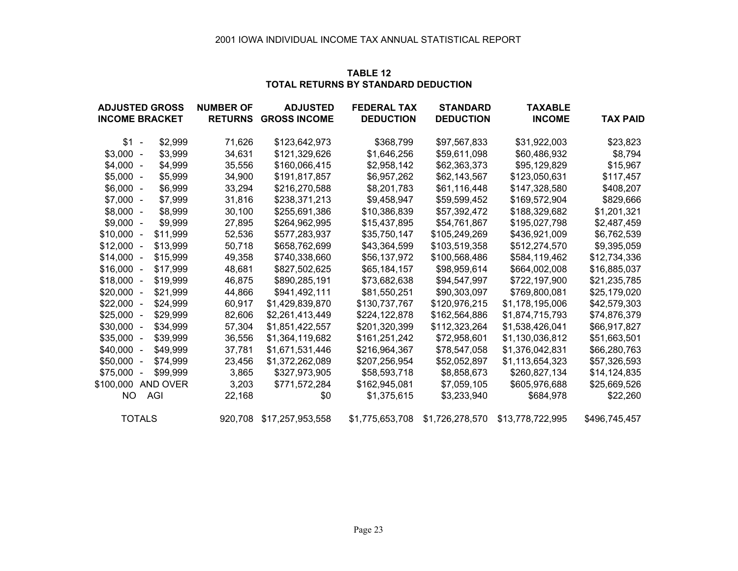2001 IOWA INDIVIDUAL INCOME TAX ANNUAL STATISTICAL REPORT

## TABLE 12
## TOTAL RETURNS BY STANDARD DEDUCTION

| ADJUSTED GROSS INCOME BRACKET | NUMBER OF RETURNS | ADJUSTED GROSS INCOME | FEDERAL TAX DEDUCTION | STANDARD DEDUCTION | TAXABLE INCOME | TAX PAID |
|---|---|---|---|---|---|---|
| $1 - $2,999 | 71,626 | $123,642,973 | $368,799 | $97,567,833 | $31,922,003 | $23,823 |
| $3,000 - $3,999 | 34,631 | $121,329,626 | $1,646,256 | $59,611,098 | $60,486,932 | $8,794 |
| $4,000 - $4,999 | 35,556 | $160,066,415 | $2,958,142 | $62,363,373 | $95,129,829 | $15,967 |
| $5,000 - $5,999 | 34,900 | $191,817,857 | $6,957,262 | $62,143,567 | $123,050,631 | $117,457 |
| $6,000 - $6,999 | 33,294 | $216,270,588 | $8,201,783 | $61,116,448 | $147,328,580 | $408,207 |
| $7,000 - $7,999 | 31,816 | $238,371,213 | $9,458,947 | $59,599,452 | $169,572,904 | $829,666 |
| $8,000 - $8,999 | 30,100 | $255,691,386 | $10,386,839 | $57,392,472 | $188,329,682 | $1,201,321 |
| $9,000 - $9,999 | 27,895 | $264,962,995 | $15,437,895 | $54,761,867 | $195,027,798 | $2,487,459 |
| $10,000 - $11,999 | 52,536 | $577,283,937 | $35,750,147 | $105,249,269 | $436,921,009 | $6,762,539 |
| $12,000 - $13,999 | 50,718 | $658,762,699 | $43,364,599 | $103,519,358 | $512,274,570 | $9,395,059 |
| $14,000 - $15,999 | 49,358 | $740,338,660 | $56,137,972 | $100,568,486 | $584,119,462 | $12,734,336 |
| $16,000 - $17,999 | 48,681 | $827,502,625 | $65,184,157 | $98,959,614 | $664,002,008 | $16,885,037 |
| $18,000 - $19,999 | 46,875 | $890,285,191 | $73,682,638 | $94,547,997 | $722,197,900 | $21,235,785 |
| $20,000 - $21,999 | 44,866 | $941,492,111 | $81,550,251 | $90,303,097 | $769,800,081 | $25,179,020 |
| $22,000 - $24,999 | 60,917 | $1,429,839,870 | $130,737,767 | $120,976,215 | $1,178,195,006 | $42,579,303 |
| $25,000 - $29,999 | 82,606 | $2,261,413,449 | $224,122,878 | $162,564,886 | $1,874,715,793 | $74,876,379 |
| $30,000 - $34,999 | 57,304 | $1,851,422,557 | $201,320,399 | $112,323,264 | $1,538,426,041 | $66,917,827 |
| $35,000 - $39,999 | 36,556 | $1,364,119,682 | $161,251,242 | $72,958,601 | $1,130,036,812 | $51,663,501 |
| $40,000 - $49,999 | 37,781 | $1,671,531,446 | $216,964,367 | $78,547,058 | $1,376,042,831 | $66,280,763 |
| $50,000 - $74,999 | 23,456 | $1,372,262,089 | $207,256,954 | $52,052,897 | $1,113,654,323 | $57,326,593 |
| $75,000 - $99,999 | 3,865 | $327,973,905 | $58,593,718 | $8,858,673 | $260,827,134 | $14,124,835 |
| $100,000 AND OVER | 3,203 | $771,572,284 | $162,945,081 | $7,059,105 | $605,976,688 | $25,669,526 |
| NO AGI | 22,168 | $0 | $1,375,615 | $3,233,940 | $684,978 | $22,260 |
| TOTALS | 920,708 | $17,257,953,558 | $1,775,653,708 | $1,726,278,570 | $13,778,722,995 | $496,745,457 |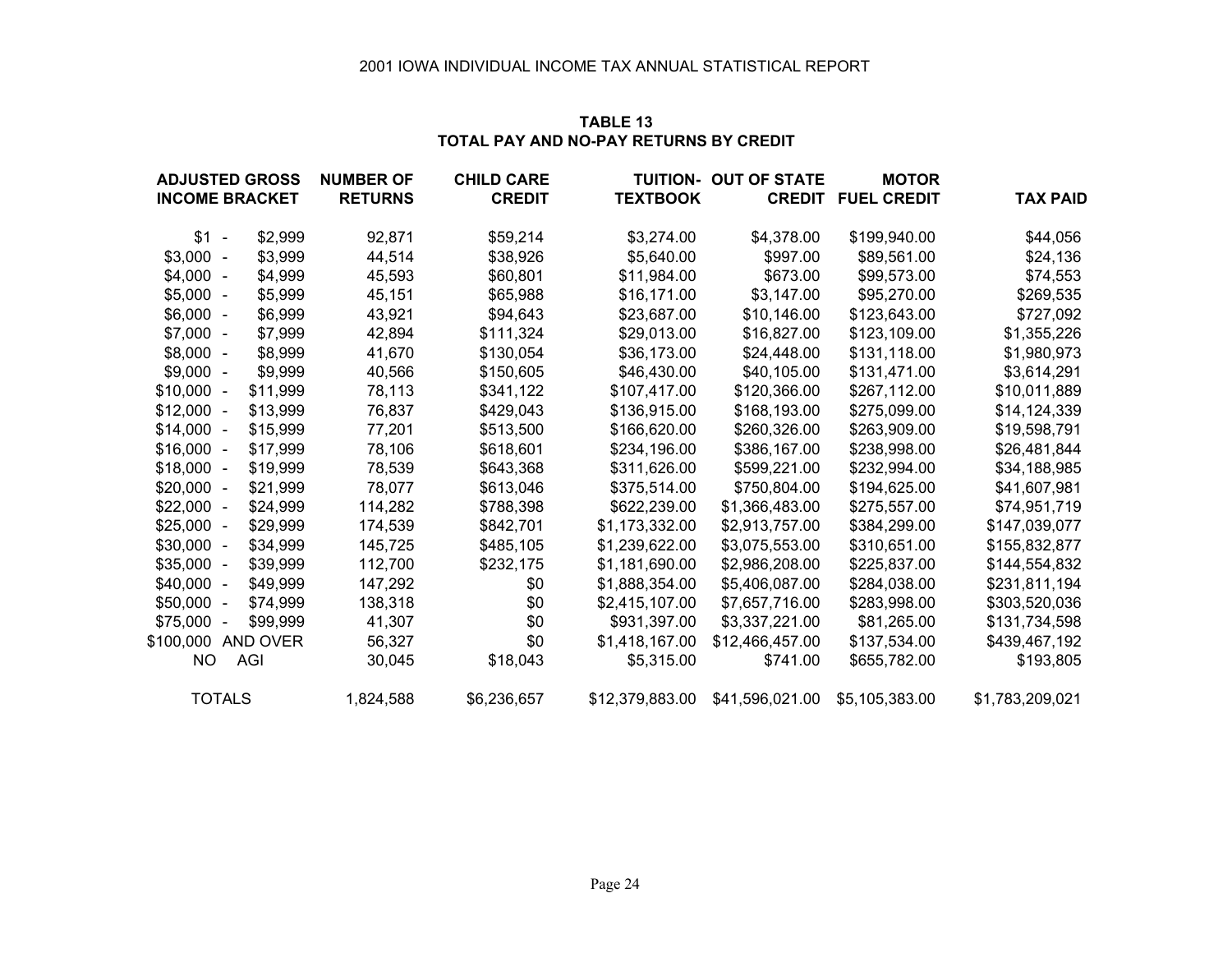2001 IOWA INDIVIDUAL INCOME TAX ANNUAL STATISTICAL REPORT

**TABLE 13**
**TOTAL PAY AND NO-PAY RETURNS BY CREDIT**

| ADJUSTED GROSS INCOME BRACKET | NUMBER OF RETURNS | CHILD CARE CREDIT | TUITION-TEXTBOOK | OUT OF STATE CREDIT | MOTOR FUEL CREDIT | TAX PAID |
|---|---|---|---|---|---|---|
| $1 - $2,999 | 92,871 | $59,214 | $3,274.00 | $4,378.00 | $199,940.00 | $44,056 |
| $3,000 - $3,999 | 44,514 | $38,926 | $5,640.00 | $997.00 | $89,561.00 | $24,136 |
| $4,000 - $4,999 | 45,593 | $60,801 | $11,984.00 | $673.00 | $99,573.00 | $74,553 |
| $5,000 - $5,999 | 45,151 | $65,988 | $16,171.00 | $3,147.00 | $95,270.00 | $269,535 |
| $6,000 - $6,999 | 43,921 | $94,643 | $23,687.00 | $10,146.00 | $123,643.00 | $727,092 |
| $7,000 - $7,999 | 42,894 | $111,324 | $29,013.00 | $16,827.00 | $123,109.00 | $1,355,226 |
| $8,000 - $8,999 | 41,670 | $130,054 | $36,173.00 | $24,448.00 | $131,118.00 | $1,980,973 |
| $9,000 - $9,999 | 40,566 | $150,605 | $46,430.00 | $40,105.00 | $131,471.00 | $3,614,291 |
| $10,000 - $11,999 | 78,113 | $341,122 | $107,417.00 | $120,366.00 | $267,112.00 | $10,011,889 |
| $12,000 - $13,999 | 76,837 | $429,043 | $136,915.00 | $168,193.00 | $275,099.00 | $14,124,339 |
| $14,000 - $15,999 | 77,201 | $513,500 | $166,620.00 | $260,326.00 | $263,909.00 | $19,598,791 |
| $16,000 - $17,999 | 78,106 | $618,601 | $234,196.00 | $386,167.00 | $238,998.00 | $26,481,844 |
| $18,000 - $19,999 | 78,539 | $643,368 | $311,626.00 | $599,221.00 | $232,994.00 | $34,188,985 |
| $20,000 - $21,999 | 78,077 | $613,046 | $375,514.00 | $750,804.00 | $194,625.00 | $41,607,981 |
| $22,000 - $24,999 | 114,282 | $788,398 | $622,239.00 | $1,366,483.00 | $275,557.00 | $74,951,719 |
| $25,000 - $29,999 | 174,539 | $842,701 | $1,173,332.00 | $2,913,757.00 | $384,299.00 | $147,039,077 |
| $30,000 - $34,999 | 145,725 | $485,105 | $1,239,622.00 | $3,075,553.00 | $310,651.00 | $155,832,877 |
| $35,000 - $39,999 | 112,700 | $232,175 | $1,181,690.00 | $2,986,208.00 | $225,837.00 | $144,554,832 |
| $40,000 - $49,999 | 147,292 | $0 | $1,888,354.00 | $5,406,087.00 | $284,038.00 | $231,811,194 |
| $50,000 - $74,999 | 138,318 | $0 | $2,415,107.00 | $7,657,716.00 | $283,998.00 | $303,520,036 |
| $75,000 - $99,999 | 41,307 | $0 | $931,397.00 | $3,337,221.00 | $81,265.00 | $131,734,598 |
| $100,000 AND OVER | 56,327 | $0 | $1,418,167.00 | $12,466,457.00 | $137,534.00 | $439,467,192 |
| NO AGI | 30,045 | $18,043 | $5,315.00 | $741.00 | $655,782.00 | $193,805 |
| TOTALS | 1,824,588 | $6,236,657 | $12,379,883.00 | $41,596,021.00 | $5,105,383.00 | $1,783,209,021 |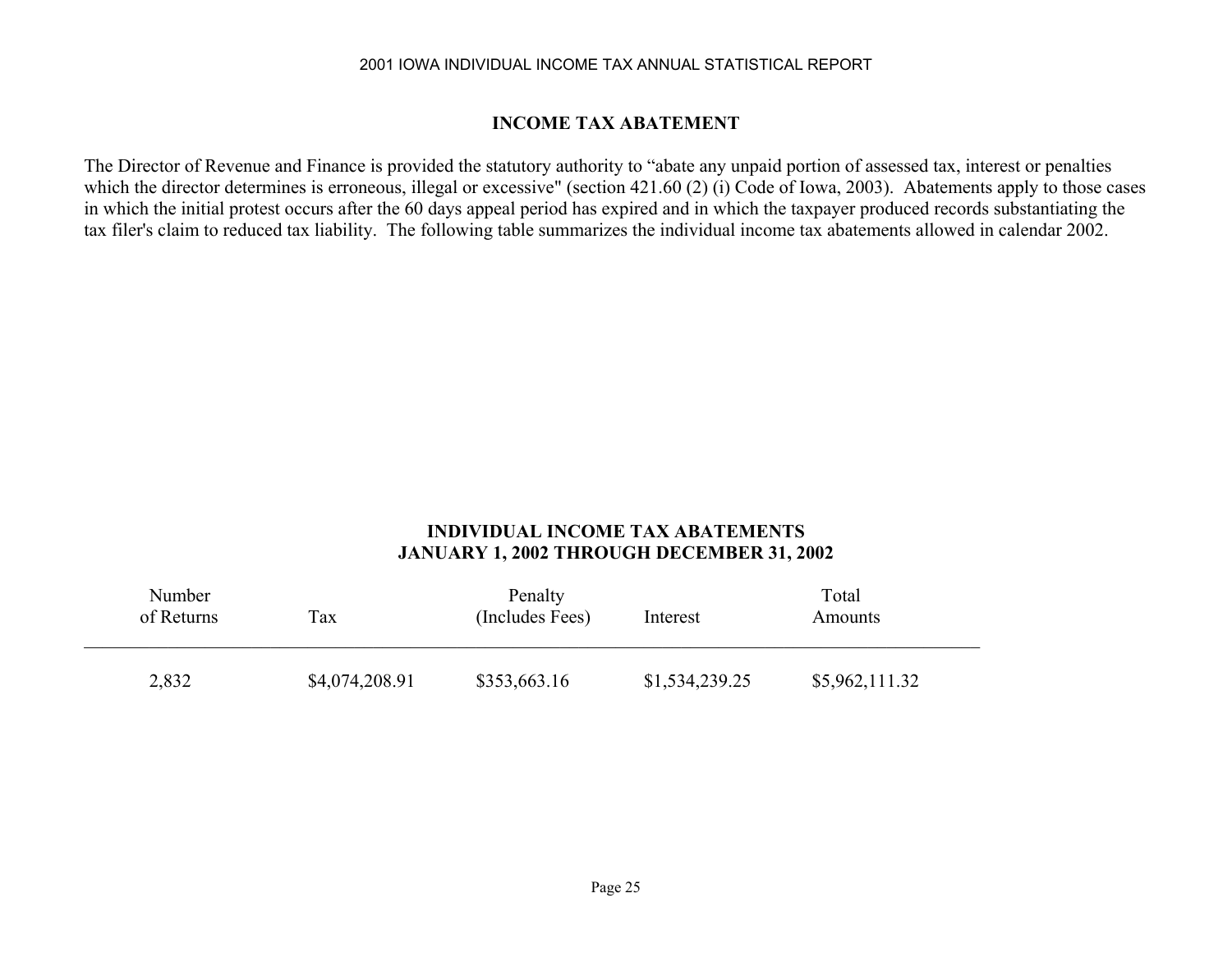## INCOME TAX ABATEMENT

The Director of Revenue and Finance is provided the statutory authority to "abate any unpaid portion of assessed tax, interest or penalties which the director determines is erroneous, illegal or excessive" (section 421.60 (2) (i) Code of Iowa, 2003). Abatements apply to those cases in which the initial protest occurs after the 60 days appeal period has expired and in which the taxpayer produced records substantiating the tax filer's claim to reduced tax liability. The following table summarizes the individual income tax abatements allowed in calendar 2002.

### INDIVIDUAL INCOME TAX ABATEMENTS
### JANUARY 1, 2002 THROUGH DECEMBER 31, 2002

| Number of Returns | Tax | Penalty (Includes Fees) | Interest | Total Amounts |
|---|---|---|---|---|
| 2,832 | $4,074,208.91 | $353,663.16 | $1,534,239.25 | $5,962,111.32 |